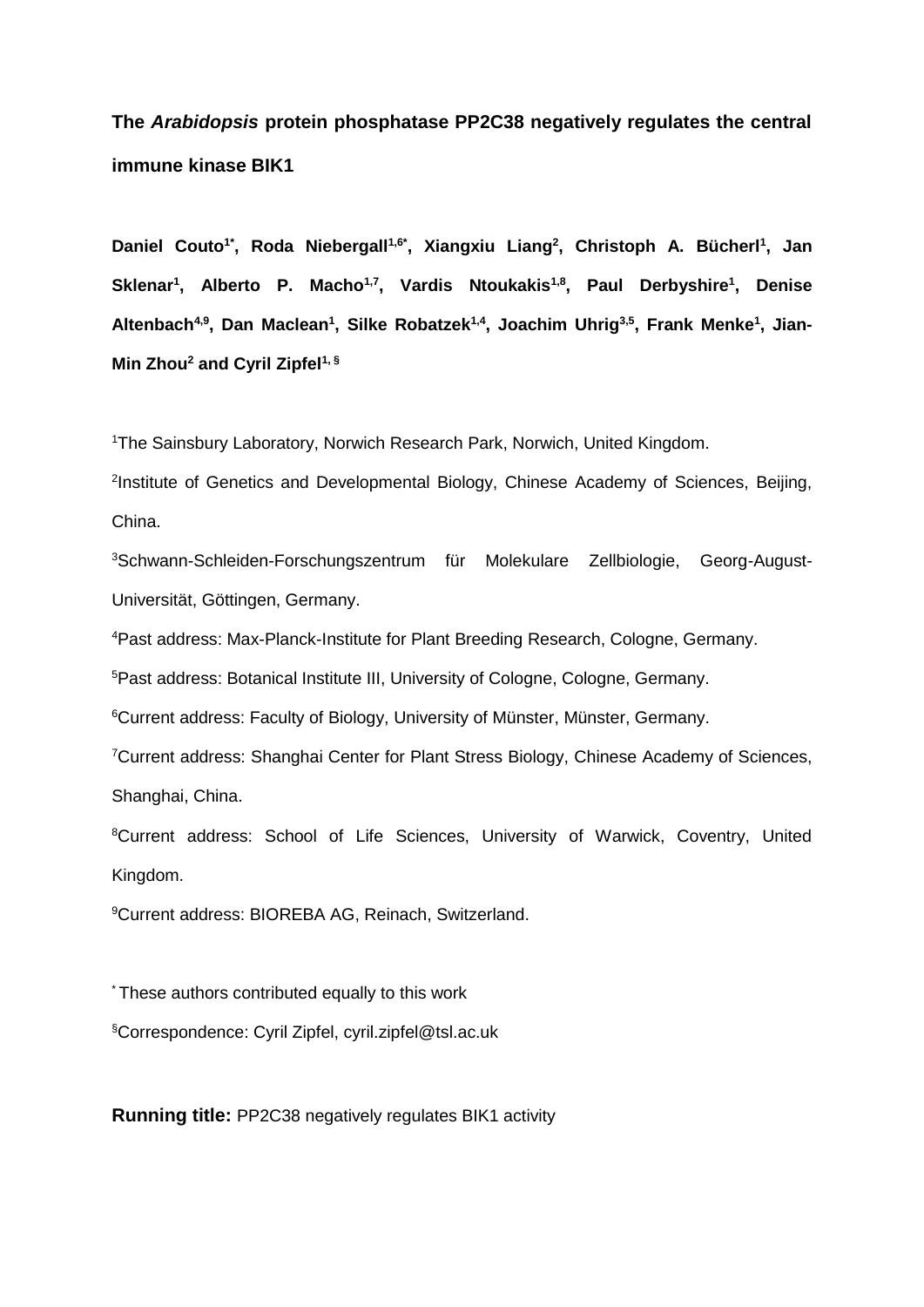# The *Arabidopsis* protein phosphatase PP2C38 negatively regulates the central immune kinase BIK1

**Daniel Couto[1*], Roda Niebergall[1,6*], Xiangxiu Liang[2], Christoph A. Bücherl[1], Jan Sklenar[1], Alberto P. Macho[1,7], Vardis Ntoukakis[1,8], Paul Derbyshire[1], Denise Altenbach[4,9], Dan Maclean[1], Silke Robatzek[1,4], Joachim Uhrig[3,5], Frank Menke[1], Jian-Min Zhou[2] and Cyril Zipfel[1, §]**

[1]The Sainsbury Laboratory, Norwich Research Park, Norwich, United Kingdom.

[2]Institute of Genetics and Developmental Biology, Chinese Academy of Sciences, Beijing, China.

[3]Schwann-Schleiden-Forschungszentrum für Molekulare Zellbiologie, Georg-August-Universität, Göttingen, Germany.

[4]Past address: Max-Planck-Institute for Plant Breeding Research, Cologne, Germany.

[5]Past address: Botanical Institute III, University of Cologne, Cologne, Germany.

[6]Current address: Faculty of Biology, University of Münster, Münster, Germany.

[7]Current address: Shanghai Center for Plant Stress Biology, Chinese Academy of Sciences, Shanghai, China.

[8]Current address: School of Life Sciences, University of Warwick, Coventry, United Kingdom.

[9]Current address: BIOREBA AG, Reinach, Switzerland.

[*] These authors contributed equally to this work

[§]Correspondence: Cyril Zipfel, cyril.zipfel@tsl.ac.uk

**Running title:** PP2C38 negatively regulates BIK1 activity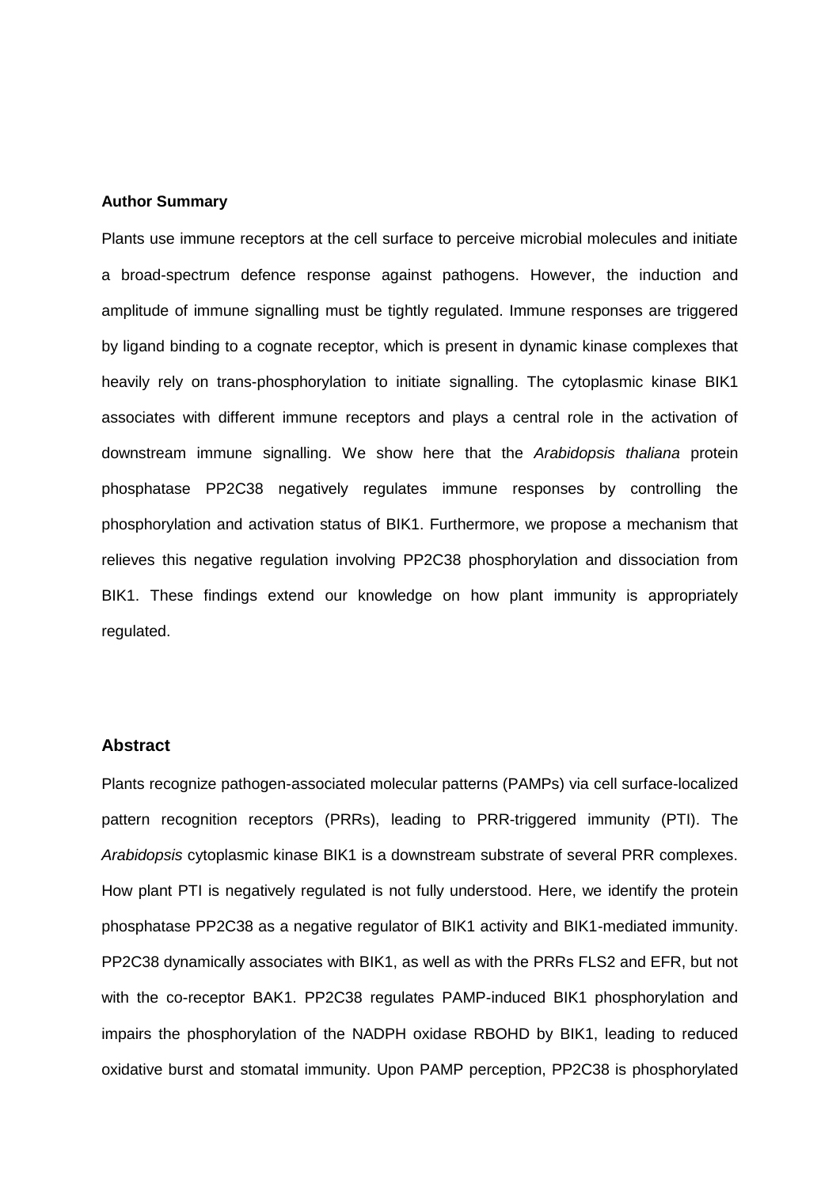## Author Summary

Plants use immune receptors at the cell surface to perceive microbial molecules and initiate a broad-spectrum defence response against pathogens. However, the induction and amplitude of immune signalling must be tightly regulated. Immune responses are triggered by ligand binding to a cognate receptor, which is present in dynamic kinase complexes that heavily rely on trans-phosphorylation to initiate signalling. The cytoplasmic kinase BIK1 associates with different immune receptors and plays a central role in the activation of downstream immune signalling. We show here that the *Arabidopsis thaliana* protein phosphatase PP2C38 negatively regulates immune responses by controlling the phosphorylation and activation status of BIK1. Furthermore, we propose a mechanism that relieves this negative regulation involving PP2C38 phosphorylation and dissociation from BIK1. These findings extend our knowledge on how plant immunity is appropriately regulated.

## Abstract

Plants recognize pathogen-associated molecular patterns (PAMPs) via cell surface-localized pattern recognition receptors (PRRs), leading to PRR-triggered immunity (PTI). The *Arabidopsis* cytoplasmic kinase BIK1 is a downstream substrate of several PRR complexes. How plant PTI is negatively regulated is not fully understood. Here, we identify the protein phosphatase PP2C38 as a negative regulator of BIK1 activity and BIK1-mediated immunity. PP2C38 dynamically associates with BIK1, as well as with the PRRs FLS2 and EFR, but not with the co-receptor BAK1. PP2C38 regulates PAMP-induced BIK1 phosphorylation and impairs the phosphorylation of the NADPH oxidase RBOHD by BIK1, leading to reduced oxidative burst and stomatal immunity. Upon PAMP perception, PP2C38 is phosphorylated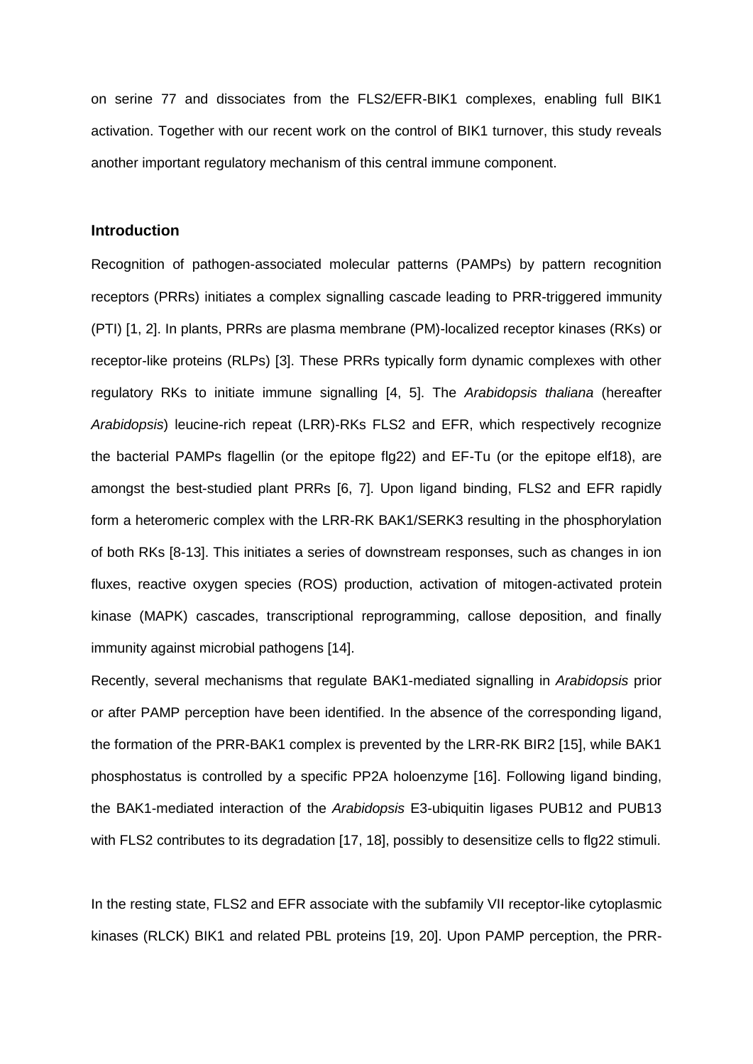on serine 77 and dissociates from the FLS2/EFR-BIK1 complexes, enabling full BIK1 activation. Together with our recent work on the control of BIK1 turnover, this study reveals another important regulatory mechanism of this central immune component.

## Introduction

Recognition of pathogen-associated molecular patterns (PAMPs) by pattern recognition receptors (PRRs) initiates a complex signalling cascade leading to PRR-triggered immunity (PTI) [1, 2]. In plants, PRRs are plasma membrane (PM)-localized receptor kinases (RKs) or receptor-like proteins (RLPs) [3]. These PRRs typically form dynamic complexes with other regulatory RKs to initiate immune signalling [4, 5]. The *Arabidopsis thaliana* (hereafter *Arabidopsis*) leucine-rich repeat (LRR)-RKs FLS2 and EFR, which respectively recognize the bacterial PAMPs flagellin (or the epitope flg22) and EF-Tu (or the epitope elf18), are amongst the best-studied plant PRRs [6, 7]. Upon ligand binding, FLS2 and EFR rapidly form a heteromeric complex with the LRR-RK BAK1/SERK3 resulting in the phosphorylation of both RKs [8-13]. This initiates a series of downstream responses, such as changes in ion fluxes, reactive oxygen species (ROS) production, activation of mitogen-activated protein kinase (MAPK) cascades, transcriptional reprogramming, callose deposition, and finally immunity against microbial pathogens [14].

Recently, several mechanisms that regulate BAK1-mediated signalling in *Arabidopsis* prior or after PAMP perception have been identified. In the absence of the corresponding ligand, the formation of the PRR-BAK1 complex is prevented by the LRR-RK BIR2 [15], while BAK1 phosphostatus is controlled by a specific PP2A holoenzyme [16]. Following ligand binding, the BAK1-mediated interaction of the *Arabidopsis* E3-ubiquitin ligases PUB12 and PUB13 with FLS2 contributes to its degradation [17, 18], possibly to desensitize cells to flg22 stimuli.

In the resting state, FLS2 and EFR associate with the subfamily VII receptor-like cytoplasmic kinases (RLCK) BIK1 and related PBL proteins [19, 20]. Upon PAMP perception, the PRR-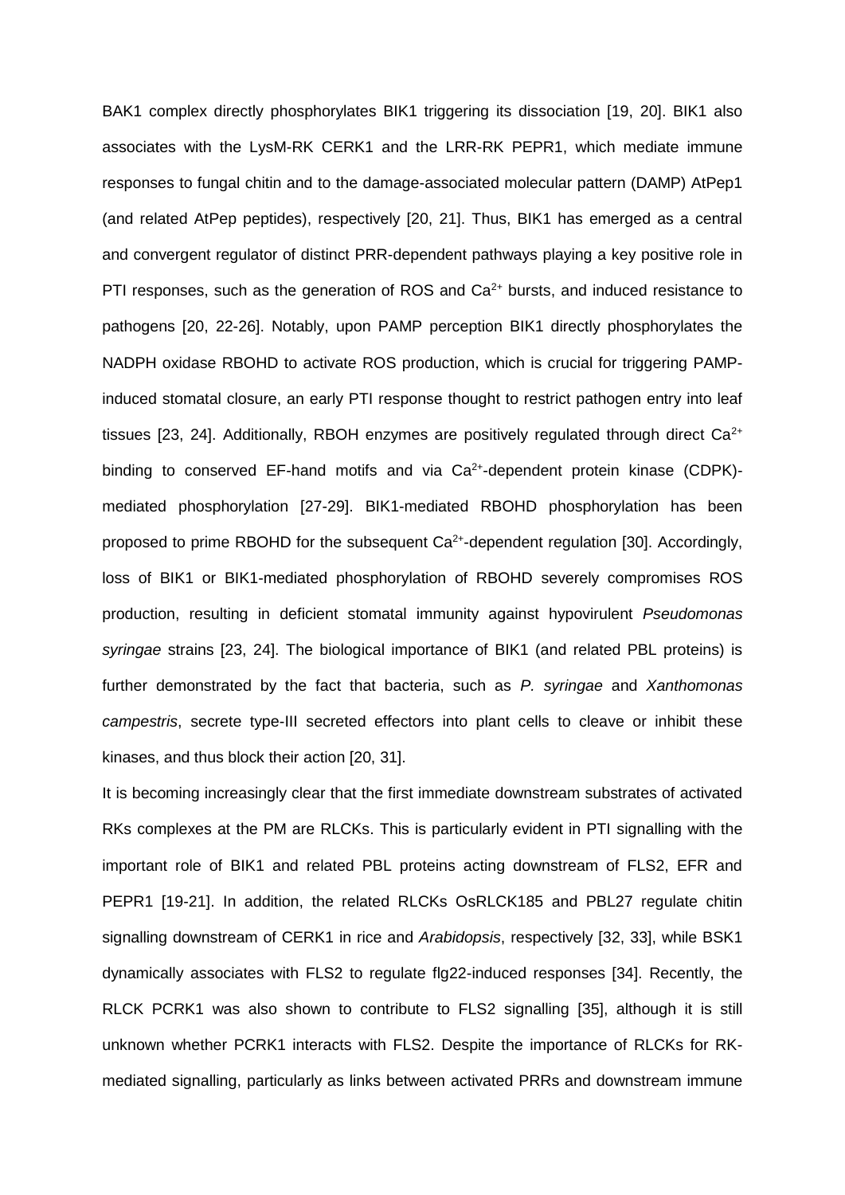BAK1 complex directly phosphorylates BIK1 triggering its dissociation [19, 20]. BIK1 also associates with the LysM-RK CERK1 and the LRR-RK PEPR1, which mediate immune responses to fungal chitin and to the damage-associated molecular pattern (DAMP) AtPep1 (and related AtPep peptides), respectively [20, 21]. Thus, BIK1 has emerged as a central and convergent regulator of distinct PRR-dependent pathways playing a key positive role in PTI responses, such as the generation of ROS and $Ca^{2+}$ bursts, and induced resistance to pathogens [20, 22-26]. Notably, upon PAMP perception BIK1 directly phosphorylates the NADPH oxidase RBOHD to activate ROS production, which is crucial for triggering PAMP-induced stomatal closure, an early PTI response thought to restrict pathogen entry into leaf tissues [23, 24]. Additionally, RBOH enzymes are positively regulated through direct $Ca^{2+}$ binding to conserved EF-hand motifs and via $Ca^{2+}$-dependent protein kinase (CDPK)-mediated phosphorylation [27-29]. BIK1-mediated RBOHD phosphorylation has been proposed to prime RBOHD for the subsequent $Ca^{2+}$-dependent regulation [30]. Accordingly, loss of BIK1 or BIK1-mediated phosphorylation of RBOHD severely compromises ROS production, resulting in deficient stomatal immunity against hypovirulent *Pseudomonas syringae* strains [23, 24]. The biological importance of BIK1 (and related PBL proteins) is further demonstrated by the fact that bacteria, such as *P. syringae* and *Xanthomonas campestris*, secrete type-III secreted effectors into plant cells to cleave or inhibit these kinases, and thus block their action [20, 31].

It is becoming increasingly clear that the first immediate downstream substrates of activated RKs complexes at the PM are RLCKs. This is particularly evident in PTI signalling with the important role of BIK1 and related PBL proteins acting downstream of FLS2, EFR and PEPR1 [19-21]. In addition, the related RLCKs OsRLCK185 and PBL27 regulate chitin signalling downstream of CERK1 in rice and *Arabidopsis*, respectively [32, 33], while BSK1 dynamically associates with FLS2 to regulate flg22-induced responses [34]. Recently, the RLCK PCRK1 was also shown to contribute to FLS2 signalling [35], although it is still unknown whether PCRK1 interacts with FLS2. Despite the importance of RLCKs for RK-mediated signalling, particularly as links between activated PRRs and downstream immune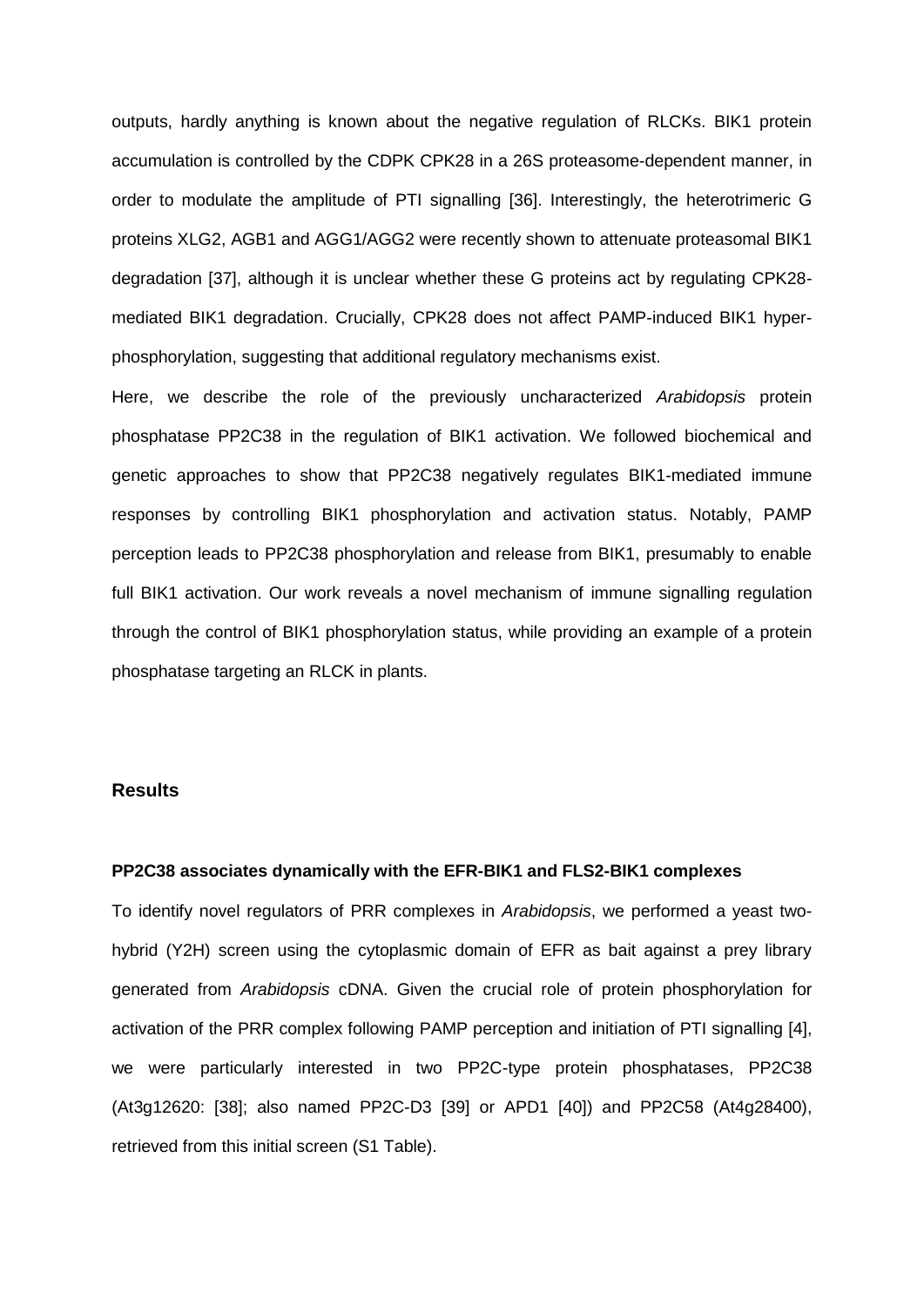outputs, hardly anything is known about the negative regulation of RLCKs. BIK1 protein accumulation is controlled by the CDPK CPK28 in a 26S proteasome-dependent manner, in order to modulate the amplitude of PTI signalling [36]. Interestingly, the heterotrimeric G proteins XLG2, AGB1 and AGG1/AGG2 were recently shown to attenuate proteasomal BIK1 degradation [37], although it is unclear whether these G proteins act by regulating CPK28-mediated BIK1 degradation. Crucially, CPK28 does not affect PAMP-induced BIK1 hyper-phosphorylation, suggesting that additional regulatory mechanisms exist.

Here, we describe the role of the previously uncharacterized *Arabidopsis* protein phosphatase PP2C38 in the regulation of BIK1 activation. We followed biochemical and genetic approaches to show that PP2C38 negatively regulates BIK1-mediated immune responses by controlling BIK1 phosphorylation and activation status. Notably, PAMP perception leads to PP2C38 phosphorylation and release from BIK1, presumably to enable full BIK1 activation. Our work reveals a novel mechanism of immune signalling regulation through the control of BIK1 phosphorylation status, while providing an example of a protein phosphatase targeting an RLCK in plants.

## Results

### PP2C38 associates dynamically with the EFR-BIK1 and FLS2-BIK1 complexes

To identify novel regulators of PRR complexes in *Arabidopsis*, we performed a yeast two-hybrid (Y2H) screen using the cytoplasmic domain of EFR as bait against a prey library generated from *Arabidopsis* cDNA. Given the crucial role of protein phosphorylation for activation of the PRR complex following PAMP perception and initiation of PTI signalling [4], we were particularly interested in two PP2C-type protein phosphatases, PP2C38 (At3g12620: [38]; also named PP2C-D3 [39] or APD1 [40]) and PP2C58 (At4g28400), retrieved from this initial screen (S1 Table).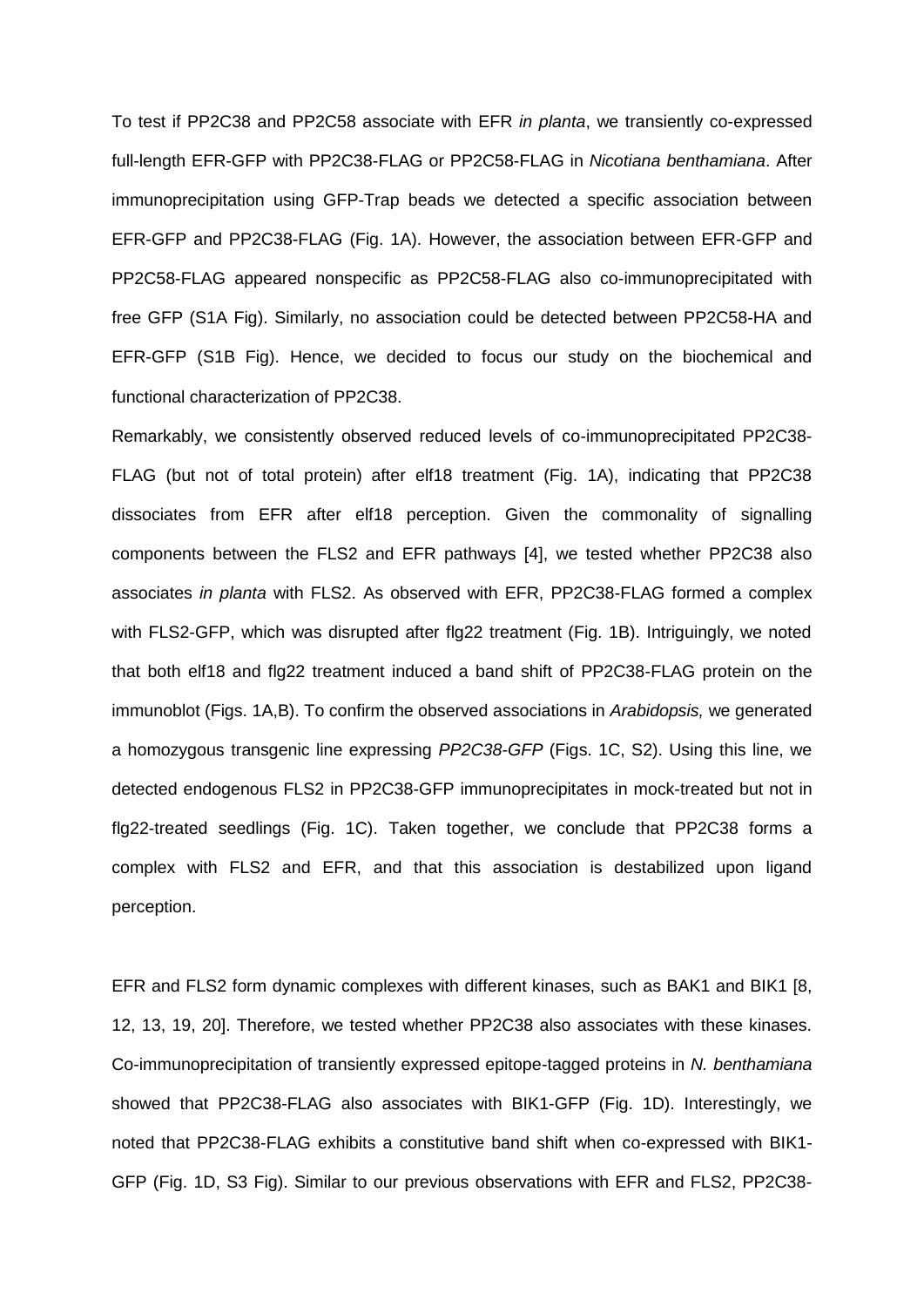To test if PP2C38 and PP2C58 associate with EFR *in planta*, we transiently co-expressed full-length EFR-GFP with PP2C38-FLAG or PP2C58-FLAG in *Nicotiana benthamiana*. After immunoprecipitation using GFP-Trap beads we detected a specific association between EFR-GFP and PP2C38-FLAG (Fig. 1A). However, the association between EFR-GFP and PP2C58-FLAG appeared nonspecific as PP2C58-FLAG also co-immunoprecipitated with free GFP (S1A Fig). Similarly, no association could be detected between PP2C58-HA and EFR-GFP (S1B Fig). Hence, we decided to focus our study on the biochemical and functional characterization of PP2C38.

Remarkably, we consistently observed reduced levels of co-immunoprecipitated PP2C38-FLAG (but not of total protein) after elf18 treatment (Fig. 1A), indicating that PP2C38 dissociates from EFR after elf18 perception. Given the commonality of signalling components between the FLS2 and EFR pathways [4], we tested whether PP2C38 also associates *in planta* with FLS2. As observed with EFR, PP2C38-FLAG formed a complex with FLS2-GFP, which was disrupted after flg22 treatment (Fig. 1B). Intriguingly, we noted that both elf18 and flg22 treatment induced a band shift of PP2C38-FLAG protein on the immunoblot (Figs. 1A,B). To confirm the observed associations in *Arabidopsis,* we generated a homozygous transgenic line expressing *PP2C38-GFP* (Figs. 1C, S2). Using this line, we detected endogenous FLS2 in PP2C38-GFP immunoprecipitates in mock-treated but not in flg22-treated seedlings (Fig. 1C). Taken together, we conclude that PP2C38 forms a complex with FLS2 and EFR, and that this association is destabilized upon ligand perception.

EFR and FLS2 form dynamic complexes with different kinases, such as BAK1 and BIK1 [8, 12, 13, 19, 20]. Therefore, we tested whether PP2C38 also associates with these kinases. Co-immunoprecipitation of transiently expressed epitope-tagged proteins in *N. benthamiana* showed that PP2C38-FLAG also associates with BIK1-GFP (Fig. 1D). Interestingly, we noted that PP2C38-FLAG exhibits a constitutive band shift when co-expressed with BIK1-GFP (Fig. 1D, S3 Fig). Similar to our previous observations with EFR and FLS2, PP2C38-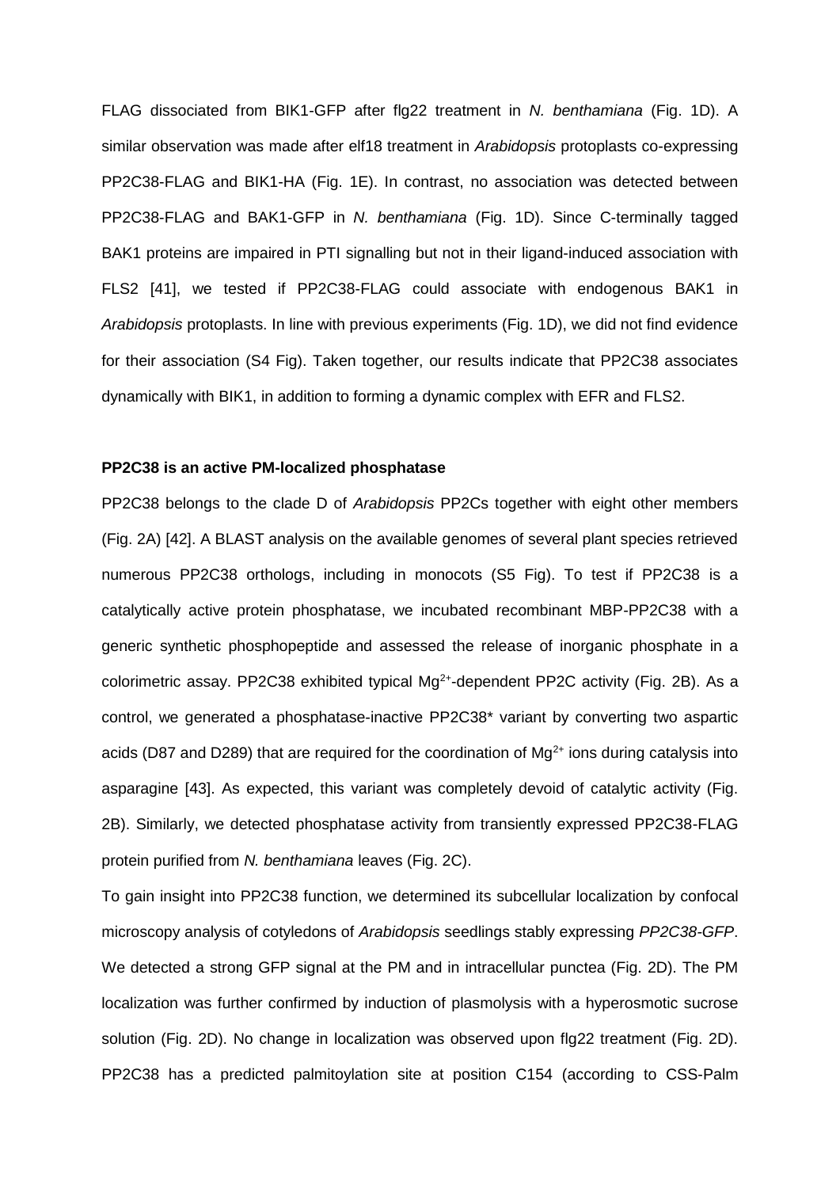FLAG dissociated from BIK1-GFP after flg22 treatment in *N. benthamiana* (Fig. 1D). A similar observation was made after elf18 treatment in *Arabidopsis* protoplasts co-expressing PP2C38-FLAG and BIK1-HA (Fig. 1E). In contrast, no association was detected between PP2C38-FLAG and BAK1-GFP in *N. benthamiana* (Fig. 1D). Since C-terminally tagged BAK1 proteins are impaired in PTI signalling but not in their ligand-induced association with FLS2 [41], we tested if PP2C38-FLAG could associate with endogenous BAK1 in *Arabidopsis* protoplasts. In line with previous experiments (Fig. 1D), we did not find evidence for their association (S4 Fig). Taken together, our results indicate that PP2C38 associates dynamically with BIK1, in addition to forming a dynamic complex with EFR and FLS2.

**PP2C38 is an active PM-localized phosphatase**

PP2C38 belongs to the clade D of *Arabidopsis* PP2Cs together with eight other members (Fig. 2A) [42]. A BLAST analysis on the available genomes of several plant species retrieved numerous PP2C38 orthologs, including in monocots (S5 Fig). To test if PP2C38 is a catalytically active protein phosphatase, we incubated recombinant MBP-PP2C38 with a generic synthetic phosphopeptide and assessed the release of inorganic phosphate in a colorimetric assay. PP2C38 exhibited typical $Mg^{2+}$-dependent PP2C activity (Fig. 2B). As a control, we generated a phosphatase-inactive PP2C38* variant by converting two aspartic acids (D87 and D289) that are required for the coordination of $Mg^{2+}$ ions during catalysis into asparagine [43]. As expected, this variant was completely devoid of catalytic activity (Fig. 2B). Similarly, we detected phosphatase activity from transiently expressed PP2C38-FLAG protein purified from *N. benthamiana* leaves (Fig. 2C).

To gain insight into PP2C38 function, we determined its subcellular localization by confocal microscopy analysis of cotyledons of *Arabidopsis* seedlings stably expressing *PP2C38-GFP*. We detected a strong GFP signal at the PM and in intracellular punctea (Fig. 2D). The PM localization was further confirmed by induction of plasmolysis with a hyperosmotic sucrose solution (Fig. 2D). No change in localization was observed upon flg22 treatment (Fig. 2D). PP2C38 has a predicted palmitoylation site at position C154 (according to CSS-Palm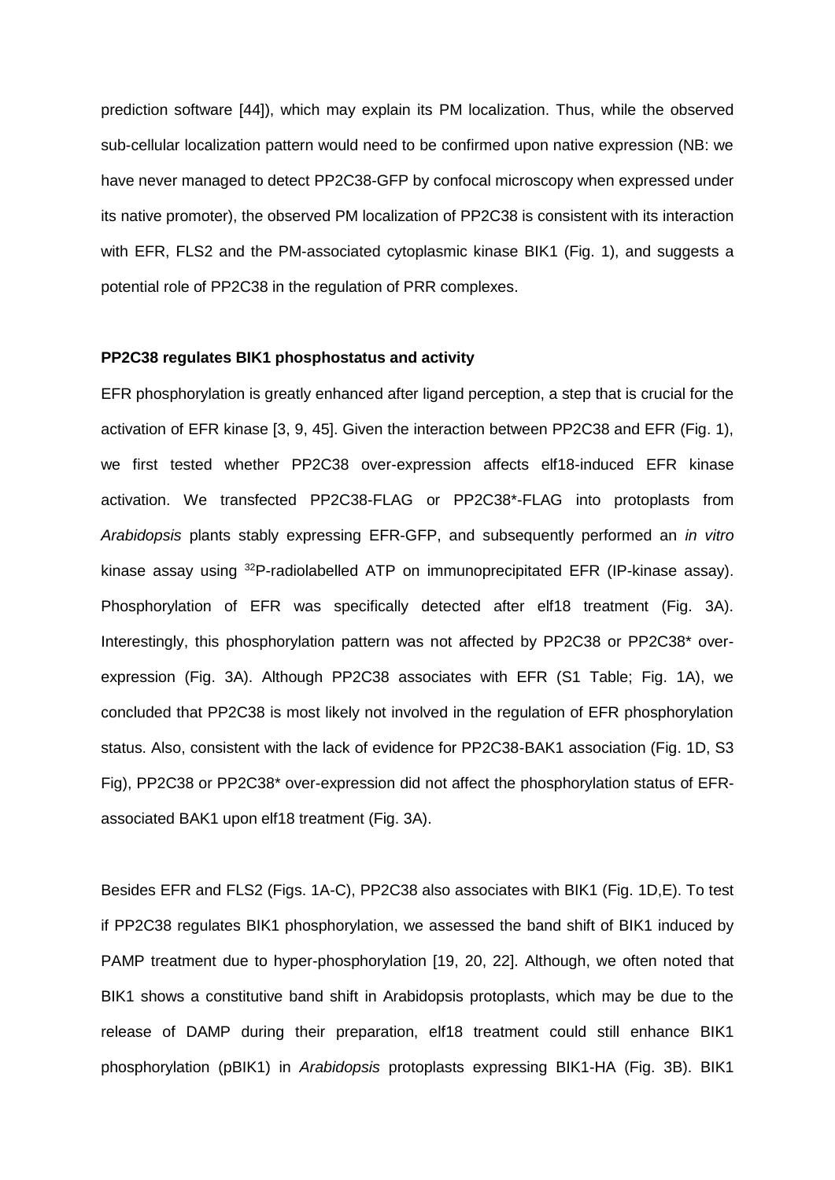prediction software [44]), which may explain its PM localization. Thus, while the observed sub-cellular localization pattern would need to be confirmed upon native expression (NB: we have never managed to detect PP2C38-GFP by confocal microscopy when expressed under its native promoter), the observed PM localization of PP2C38 is consistent with its interaction with EFR, FLS2 and the PM-associated cytoplasmic kinase BIK1 (Fig. 1), and suggests a potential role of PP2C38 in the regulation of PRR complexes.

**PP2C38 regulates BIK1 phosphostatus and activity**

EFR phosphorylation is greatly enhanced after ligand perception, a step that is crucial for the activation of EFR kinase [3, 9, 45]. Given the interaction between PP2C38 and EFR (Fig. 1), we first tested whether PP2C38 over-expression affects elf18-induced EFR kinase activation. We transfected PP2C38-FLAG or PP2C38*-FLAG into protoplasts from *Arabidopsis* plants stably expressing EFR-GFP, and subsequently performed an *in vitro* kinase assay using $^{32}$P-radiolabelled ATP on immunoprecipitated EFR (IP-kinase assay). Phosphorylation of EFR was specifically detected after elf18 treatment (Fig. 3A). Interestingly, this phosphorylation pattern was not affected by PP2C38 or PP2C38* over-expression (Fig. 3A). Although PP2C38 associates with EFR (S1 Table; Fig. 1A), we concluded that PP2C38 is most likely not involved in the regulation of EFR phosphorylation status. Also, consistent with the lack of evidence for PP2C38-BAK1 association (Fig. 1D, S3 Fig), PP2C38 or PP2C38* over-expression did not affect the phosphorylation status of EFR-associated BAK1 upon elf18 treatment (Fig. 3A).

Besides EFR and FLS2 (Figs. 1A-C), PP2C38 also associates with BIK1 (Fig. 1D,E). To test if PP2C38 regulates BIK1 phosphorylation, we assessed the band shift of BIK1 induced by PAMP treatment due to hyper-phosphorylation [19, 20, 22]. Although, we often noted that BIK1 shows a constitutive band shift in Arabidopsis protoplasts, which may be due to the release of DAMP during their preparation, elf18 treatment could still enhance BIK1 phosphorylation (pBIK1) in *Arabidopsis* protoplasts expressing BIK1-HA (Fig. 3B). BIK1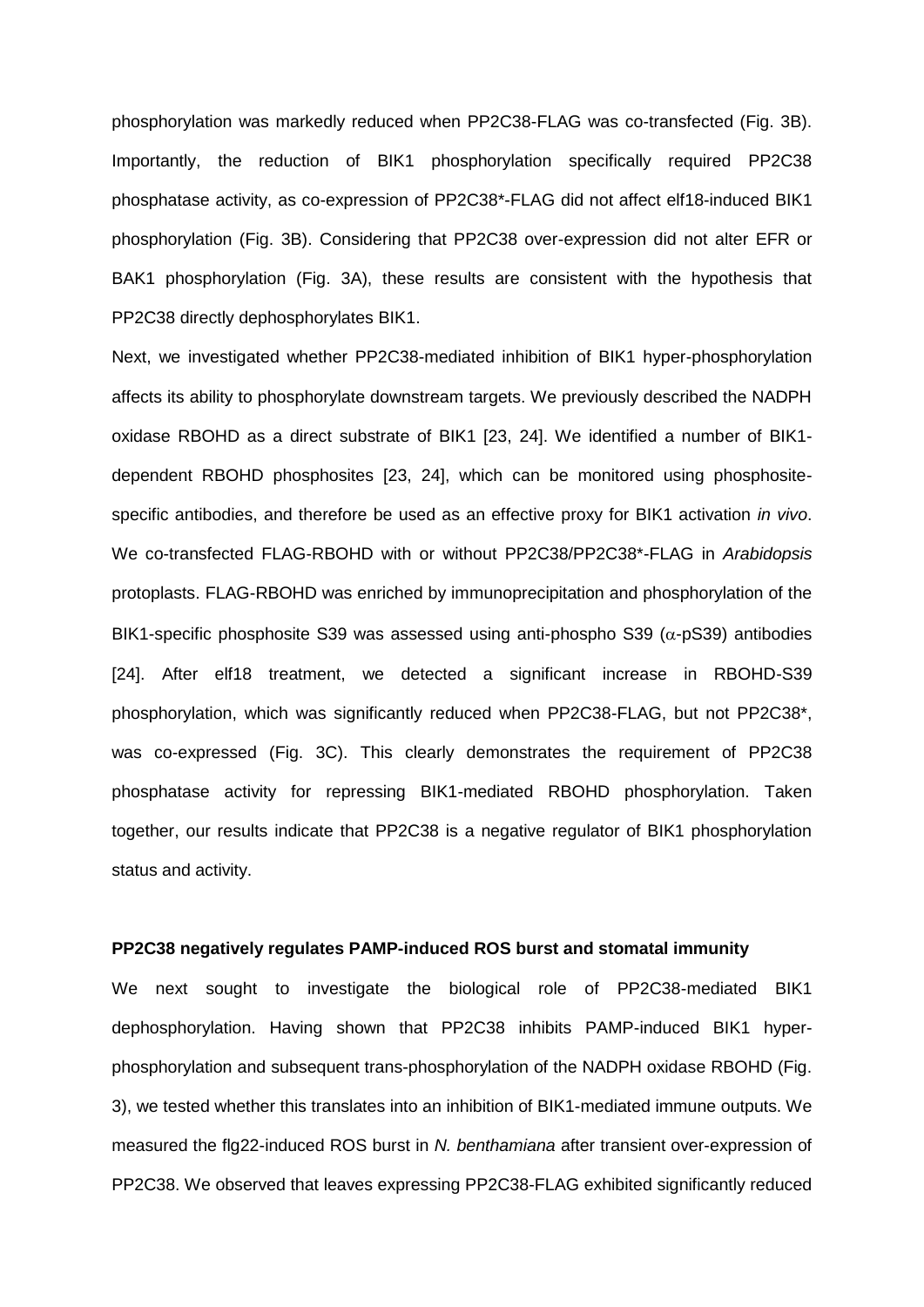phosphorylation was markedly reduced when PP2C38-FLAG was co-transfected (Fig. 3B). Importantly, the reduction of BIK1 phosphorylation specifically required PP2C38 phosphatase activity, as co-expression of PP2C38*-FLAG did not affect elf18-induced BIK1 phosphorylation (Fig. 3B). Considering that PP2C38 over-expression did not alter EFR or BAK1 phosphorylation (Fig. 3A), these results are consistent with the hypothesis that PP2C38 directly dephosphorylates BIK1.

Next, we investigated whether PP2C38-mediated inhibition of BIK1 hyper-phosphorylation affects its ability to phosphorylate downstream targets. We previously described the NADPH oxidase RBOHD as a direct substrate of BIK1 [23, 24]. We identified a number of BIK1-dependent RBOHD phosphosites [23, 24], which can be monitored using phosphosite-specific antibodies, and therefore be used as an effective proxy for BIK1 activation *in vivo*. We co-transfected FLAG-RBOHD with or without PP2C38/PP2C38*-FLAG in *Arabidopsis* protoplasts. FLAG-RBOHD was enriched by immunoprecipitation and phosphorylation of the BIK1-specific phosphosite S39 was assessed using anti-phospho S39 ($\alpha$-pS39) antibodies [24]. After elf18 treatment, we detected a significant increase in RBOHD-S39 phosphorylation, which was significantly reduced when PP2C38-FLAG, but not PP2C38*, was co-expressed (Fig. 3C). This clearly demonstrates the requirement of PP2C38 phosphatase activity for repressing BIK1-mediated RBOHD phosphorylation. Taken together, our results indicate that PP2C38 is a negative regulator of BIK1 phosphorylation status and activity.

**PP2C38 negatively regulates PAMP-induced ROS burst and stomatal immunity**

We next sought to investigate the biological role of PP2C38-mediated BIK1 dephosphorylation. Having shown that PP2C38 inhibits PAMP-induced BIK1 hyper-phosphorylation and subsequent trans-phosphorylation of the NADPH oxidase RBOHD (Fig. 3), we tested whether this translates into an inhibition of BIK1-mediated immune outputs. We measured the flg22-induced ROS burst in *N. benthamiana* after transient over-expression of PP2C38. We observed that leaves expressing PP2C38-FLAG exhibited significantly reduced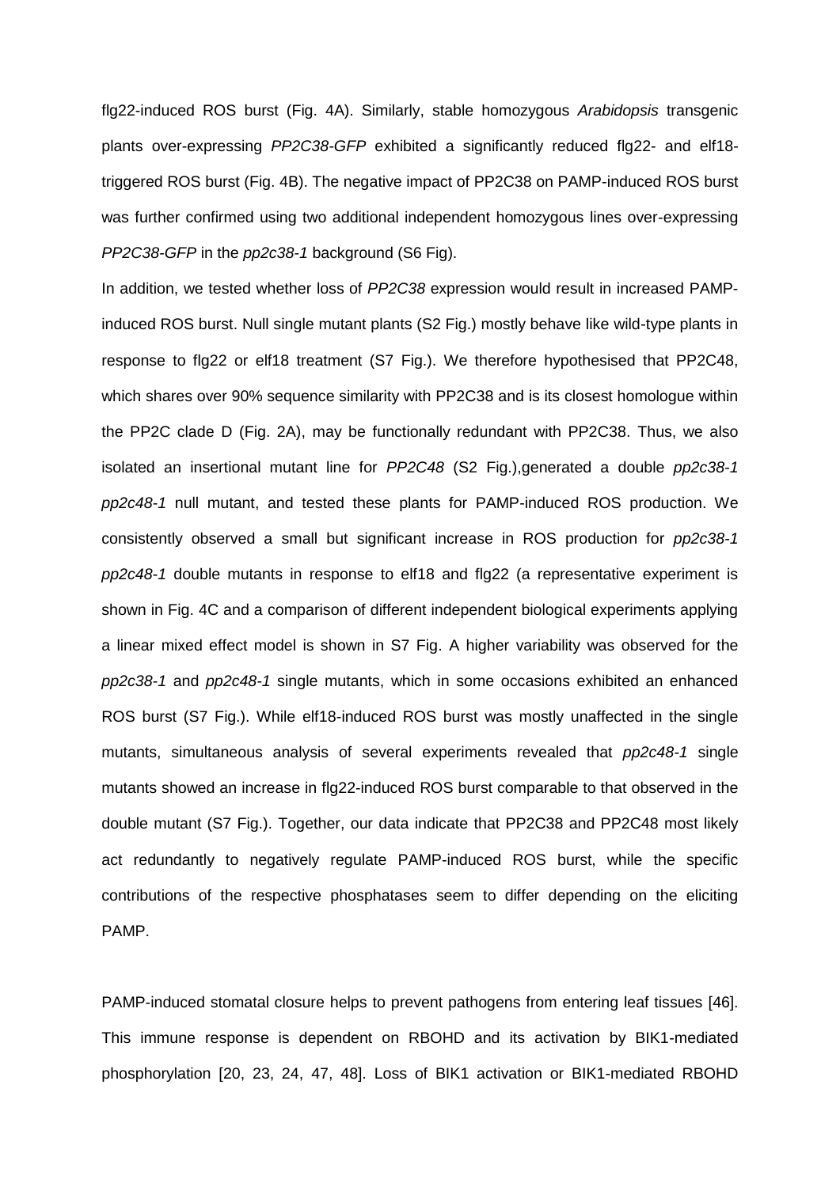flg22-induced ROS burst (Fig. 4A). Similarly, stable homozygous *Arabidopsis* transgenic plants over-expressing *PP2C38-GFP* exhibited a significantly reduced flg22- and elf18-triggered ROS burst (Fig. 4B). The negative impact of PP2C38 on PAMP-induced ROS burst was further confirmed using two additional independent homozygous lines over-expressing *PP2C38-GFP* in the *pp2c38-1* background (S6 Fig).

In addition, we tested whether loss of *PP2C38* expression would result in increased PAMP-induced ROS burst. Null single mutant plants (S2 Fig.) mostly behave like wild-type plants in response to flg22 or elf18 treatment (S7 Fig.). We therefore hypothesised that PP2C48, which shares over 90% sequence similarity with PP2C38 and is its closest homologue within the PP2C clade D (Fig. 2A), may be functionally redundant with PP2C38. Thus, we also isolated an insertional mutant line for *PP2C48* (S2 Fig.),generated a double *pp2c38-1 pp2c48-1* null mutant, and tested these plants for PAMP-induced ROS production. We consistently observed a small but significant increase in ROS production for *pp2c38-1 pp2c48-1* double mutants in response to elf18 and flg22 (a representative experiment is shown in Fig. 4C and a comparison of different independent biological experiments applying a linear mixed effect model is shown in S7 Fig. A higher variability was observed for the *pp2c38-1* and *pp2c48-1* single mutants, which in some occasions exhibited an enhanced ROS burst (S7 Fig.). While elf18-induced ROS burst was mostly unaffected in the single mutants, simultaneous analysis of several experiments revealed that *pp2c48-1* single mutants showed an increase in flg22-induced ROS burst comparable to that observed in the double mutant (S7 Fig.). Together, our data indicate that PP2C38 and PP2C48 most likely act redundantly to negatively regulate PAMP-induced ROS burst, while the specific contributions of the respective phosphatases seem to differ depending on the eliciting PAMP.

PAMP-induced stomatal closure helps to prevent pathogens from entering leaf tissues [46]. This immune response is dependent on RBOHD and its activation by BIK1-mediated phosphorylation [20, 23, 24, 47, 48]. Loss of BIK1 activation or BIK1-mediated RBOHD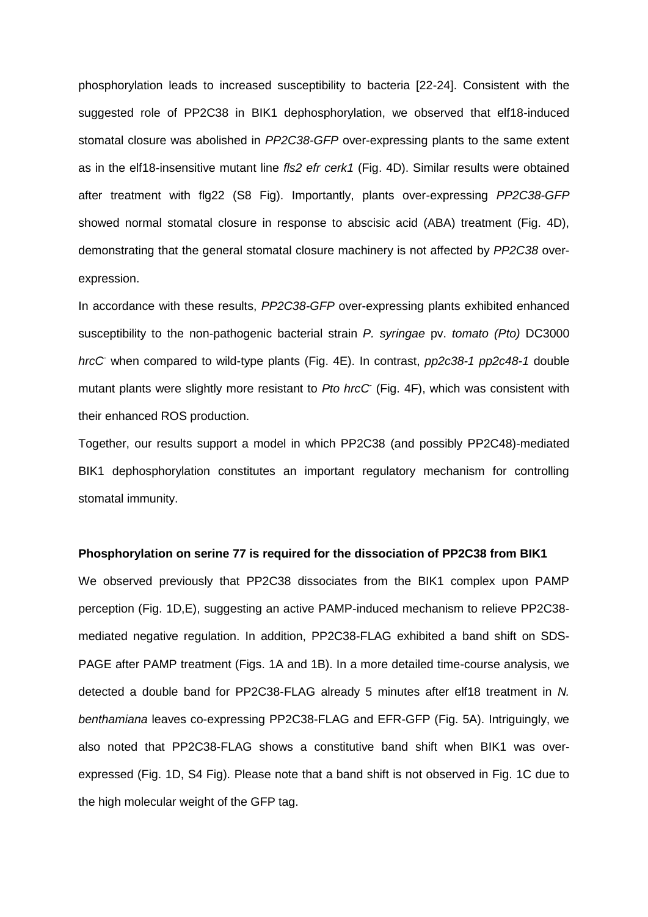phosphorylation leads to increased susceptibility to bacteria [22-24]. Consistent with the suggested role of PP2C38 in BIK1 dephosphorylation, we observed that elf18-induced stomatal closure was abolished in *PP2C38-GFP* over-expressing plants to the same extent as in the elf18-insensitive mutant line *fls2 efr cerk1* (Fig. 4D). Similar results were obtained after treatment with flg22 (S8 Fig). Importantly, plants over-expressing *PP2C38-GFP* showed normal stomatal closure in response to abscisic acid (ABA) treatment (Fig. 4D), demonstrating that the general stomatal closure machinery is not affected by *PP2C38* over-expression.

In accordance with these results, *PP2C38-GFP* over-expressing plants exhibited enhanced susceptibility to the non-pathogenic bacterial strain *P. syringae* pv. *tomato (Pto)* DC3000 *hrcC*$^-$ when compared to wild-type plants (Fig. 4E). In contrast, *pp2c38-1 pp2c48-1* double mutant plants were slightly more resistant to *Pto hrcC*$^-$ (Fig. 4F), which was consistent with their enhanced ROS production.

Together, our results support a model in which PP2C38 (and possibly PP2C48)-mediated BIK1 dephosphorylation constitutes an important regulatory mechanism for controlling stomatal immunity.

**Phosphorylation on serine 77 is required for the dissociation of PP2C38 from BIK1**

We observed previously that PP2C38 dissociates from the BIK1 complex upon PAMP perception (Fig. 1D,E), suggesting an active PAMP-induced mechanism to relieve PP2C38-mediated negative regulation. In addition, PP2C38-FLAG exhibited a band shift on SDS-PAGE after PAMP treatment (Figs. 1A and 1B). In a more detailed time-course analysis, we detected a double band for PP2C38-FLAG already 5 minutes after elf18 treatment in *N. benthamiana* leaves co-expressing PP2C38-FLAG and EFR-GFP (Fig. 5A). Intriguingly, we also noted that PP2C38-FLAG shows a constitutive band shift when BIK1 was over-expressed (Fig. 1D, S4 Fig). Please note that a band shift is not observed in Fig. 1C due to the high molecular weight of the GFP tag.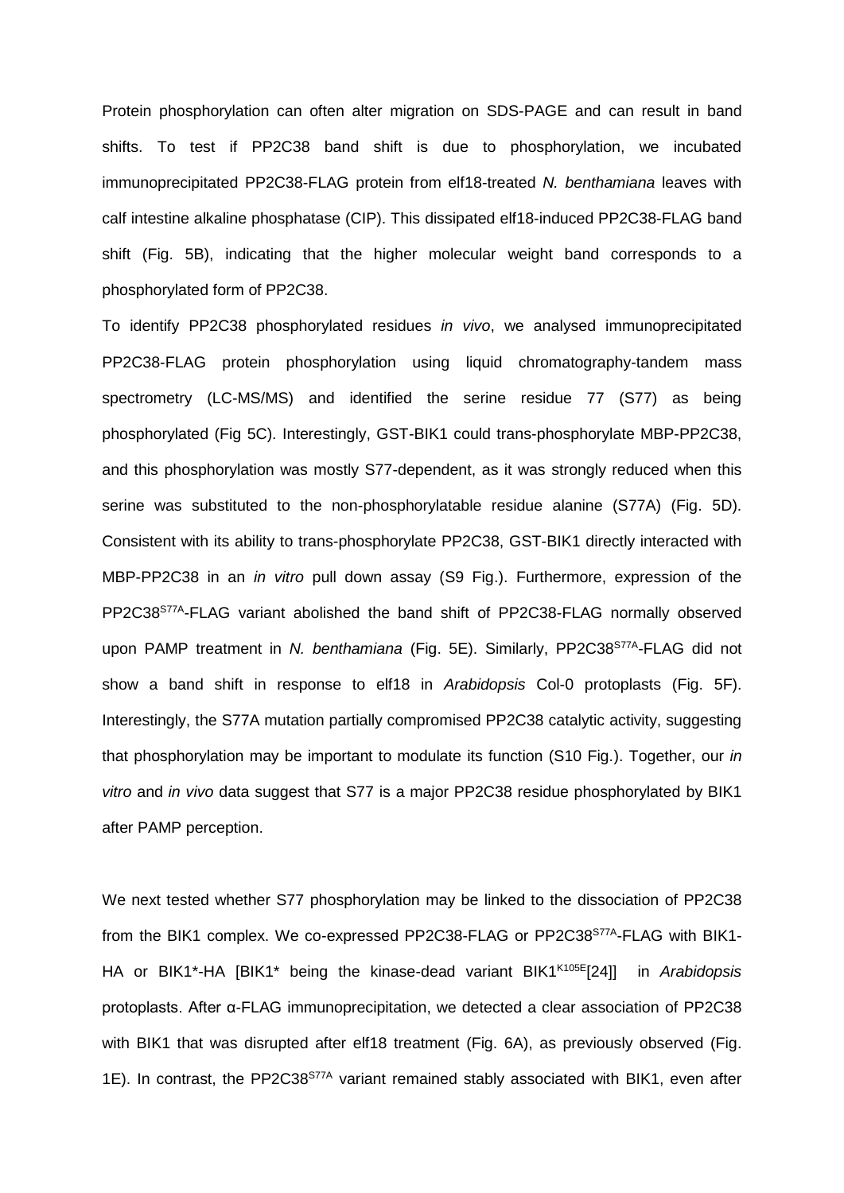Protein phosphorylation can often alter migration on SDS-PAGE and can result in band shifts. To test if PP2C38 band shift is due to phosphorylation, we incubated immunoprecipitated PP2C38-FLAG protein from elf18-treated *N. benthamiana* leaves with calf intestine alkaline phosphatase (CIP). This dissipated elf18-induced PP2C38-FLAG band shift (Fig. 5B), indicating that the higher molecular weight band corresponds to a phosphorylated form of PP2C38.

To identify PP2C38 phosphorylated residues *in vivo*, we analysed immunoprecipitated PP2C38-FLAG protein phosphorylation using liquid chromatography-tandem mass spectrometry (LC-MS/MS) and identified the serine residue 77 (S77) as being phosphorylated (Fig 5C). Interestingly, GST-BIK1 could trans-phosphorylate MBP-PP2C38, and this phosphorylation was mostly S77-dependent, as it was strongly reduced when this serine was substituted to the non-phosphorylatable residue alanine (S77A) (Fig. 5D). Consistent with its ability to trans-phosphorylate PP2C38, GST-BIK1 directly interacted with MBP-PP2C38 in an *in vitro* pull down assay (S9 Fig.). Furthermore, expression of the PP2C38$^{S77A}$-FLAG variant abolished the band shift of PP2C38-FLAG normally observed upon PAMP treatment in *N. benthamiana* (Fig. 5E). Similarly, PP2C38$^{S77A}$-FLAG did not show a band shift in response to elf18 in *Arabidopsis* Col-0 protoplasts (Fig. 5F). Interestingly, the S77A mutation partially compromised PP2C38 catalytic activity, suggesting that phosphorylation may be important to modulate its function (S10 Fig.). Together, our *in vitro* and *in vivo* data suggest that S77 is a major PP2C38 residue phosphorylated by BIK1 after PAMP perception.

We next tested whether S77 phosphorylation may be linked to the dissociation of PP2C38 from the BIK1 complex. We co-expressed PP2C38-FLAG or PP2C38$^{S77A}$-FLAG with BIK1-HA or BIK1*-HA [BIK1* being the kinase-dead variant BIK1$^{K105E}$[24]] in *Arabidopsis* protoplasts. After α-FLAG immunoprecipitation, we detected a clear association of PP2C38 with BIK1 that was disrupted after elf18 treatment (Fig. 6A), as previously observed (Fig. 1E). In contrast, the PP2C38$^{S77A}$ variant remained stably associated with BIK1, even after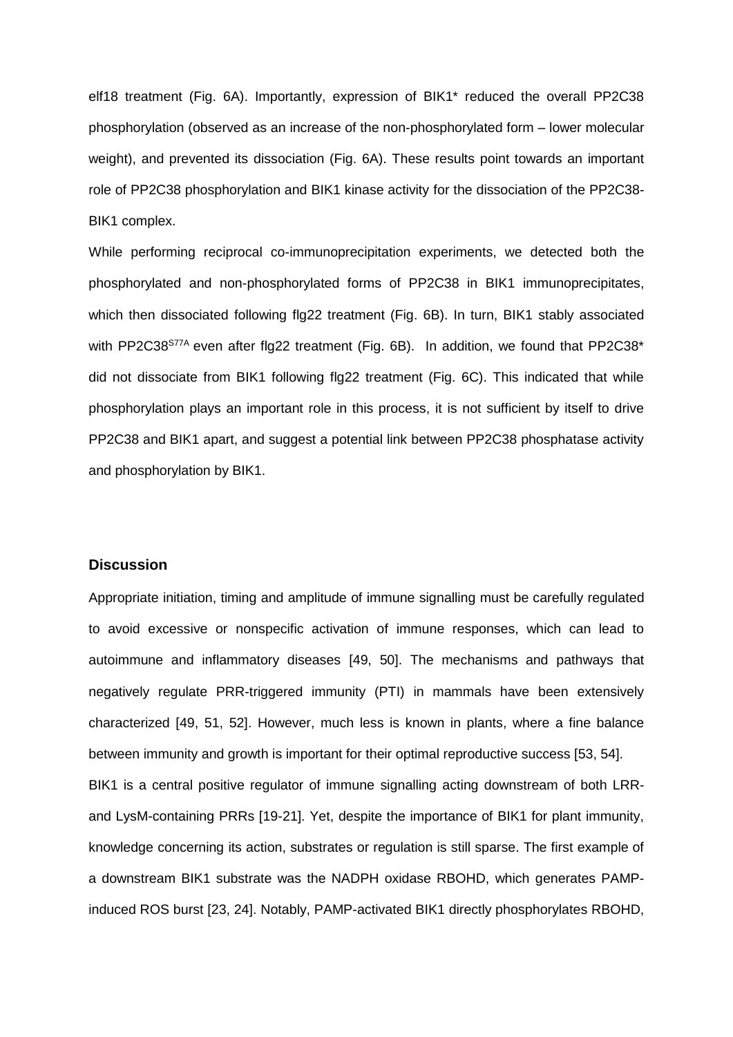elf18 treatment (Fig. 6A). Importantly, expression of BIK1* reduced the overall PP2C38 phosphorylation (observed as an increase of the non-phosphorylated form – lower molecular weight), and prevented its dissociation (Fig. 6A). These results point towards an important role of PP2C38 phosphorylation and BIK1 kinase activity for the dissociation of the PP2C38-BIK1 complex.

While performing reciprocal co-immunoprecipitation experiments, we detected both the phosphorylated and non-phosphorylated forms of PP2C38 in BIK1 immunoprecipitates, which then dissociated following flg22 treatment (Fig. 6B). In turn, BIK1 stably associated with PP2C38$^{S77A}$ even after flg22 treatment (Fig. 6B). In addition, we found that PP2C38* did not dissociate from BIK1 following flg22 treatment (Fig. 6C). This indicated that while phosphorylation plays an important role in this process, it is not sufficient by itself to drive PP2C38 and BIK1 apart, and suggest a potential link between PP2C38 phosphatase activity and phosphorylation by BIK1.

## Discussion

Appropriate initiation, timing and amplitude of immune signalling must be carefully regulated to avoid excessive or nonspecific activation of immune responses, which can lead to autoimmune and inflammatory diseases [49, 50]. The mechanisms and pathways that negatively regulate PRR-triggered immunity (PTI) in mammals have been extensively characterized [49, 51, 52]. However, much less is known in plants, where a fine balance between immunity and growth is important for their optimal reproductive success [53, 54].

BIK1 is a central positive regulator of immune signalling acting downstream of both LRR- and LysM-containing PRRs [19-21]. Yet, despite the importance of BIK1 for plant immunity, knowledge concerning its action, substrates or regulation is still sparse. The first example of a downstream BIK1 substrate was the NADPH oxidase RBOHD, which generates PAMP-induced ROS burst [23, 24]. Notably, PAMP-activated BIK1 directly phosphorylates RBOHD,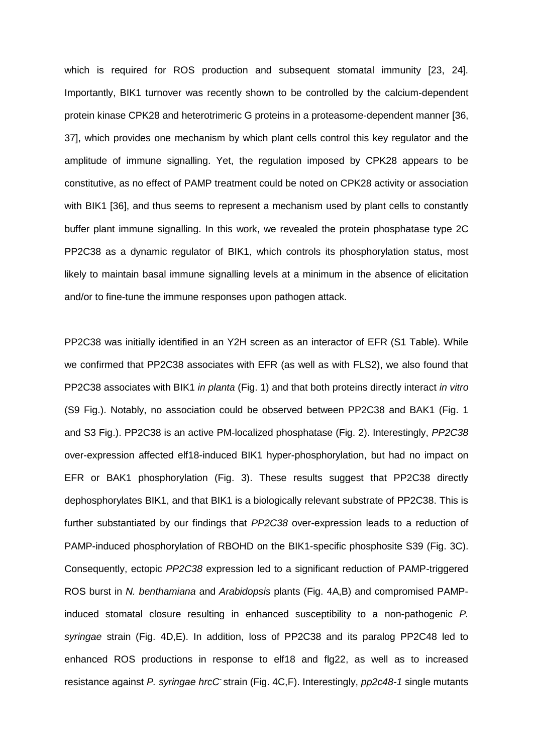which is required for ROS production and subsequent stomatal immunity [23, 24]. Importantly, BIK1 turnover was recently shown to be controlled by the calcium-dependent protein kinase CPK28 and heterotrimeric G proteins in a proteasome-dependent manner [36, 37], which provides one mechanism by which plant cells control this key regulator and the amplitude of immune signalling. Yet, the regulation imposed by CPK28 appears to be constitutive, as no effect of PAMP treatment could be noted on CPK28 activity or association with BIK1 [36], and thus seems to represent a mechanism used by plant cells to constantly buffer plant immune signalling. In this work, we revealed the protein phosphatase type 2C PP2C38 as a dynamic regulator of BIK1, which controls its phosphorylation status, most likely to maintain basal immune signalling levels at a minimum in the absence of elicitation and/or to fine-tune the immune responses upon pathogen attack.

PP2C38 was initially identified in an Y2H screen as an interactor of EFR (S1 Table). While we confirmed that PP2C38 associates with EFR (as well as with FLS2), we also found that PP2C38 associates with BIK1 *in planta* (Fig. 1) and that both proteins directly interact *in vitro* (S9 Fig.). Notably, no association could be observed between PP2C38 and BAK1 (Fig. 1 and S3 Fig.). PP2C38 is an active PM-localized phosphatase (Fig. 2). Interestingly, *PP2C38* over-expression affected elf18-induced BIK1 hyper-phosphorylation, but had no impact on EFR or BAK1 phosphorylation (Fig. 3). These results suggest that PP2C38 directly dephosphorylates BIK1, and that BIK1 is a biologically relevant substrate of PP2C38. This is further substantiated by our findings that *PP2C38* over-expression leads to a reduction of PAMP-induced phosphorylation of RBOHD on the BIK1-specific phosphosite S39 (Fig. 3C). Consequently, ectopic *PP2C38* expression led to a significant reduction of PAMP-triggered ROS burst in *N. benthamiana* and *Arabidopsis* plants (Fig. 4A,B) and compromised PAMP-induced stomatal closure resulting in enhanced susceptibility to a non-pathogenic *P. syringae* strain (Fig. 4D,E). In addition, loss of PP2C38 and its paralog PP2C48 led to enhanced ROS productions in response to elf18 and flg22, as well as to increased resistance against *P. syringae hrcC*$^-$ strain (Fig. 4C,F). Interestingly, *pp2c48-1* single mutants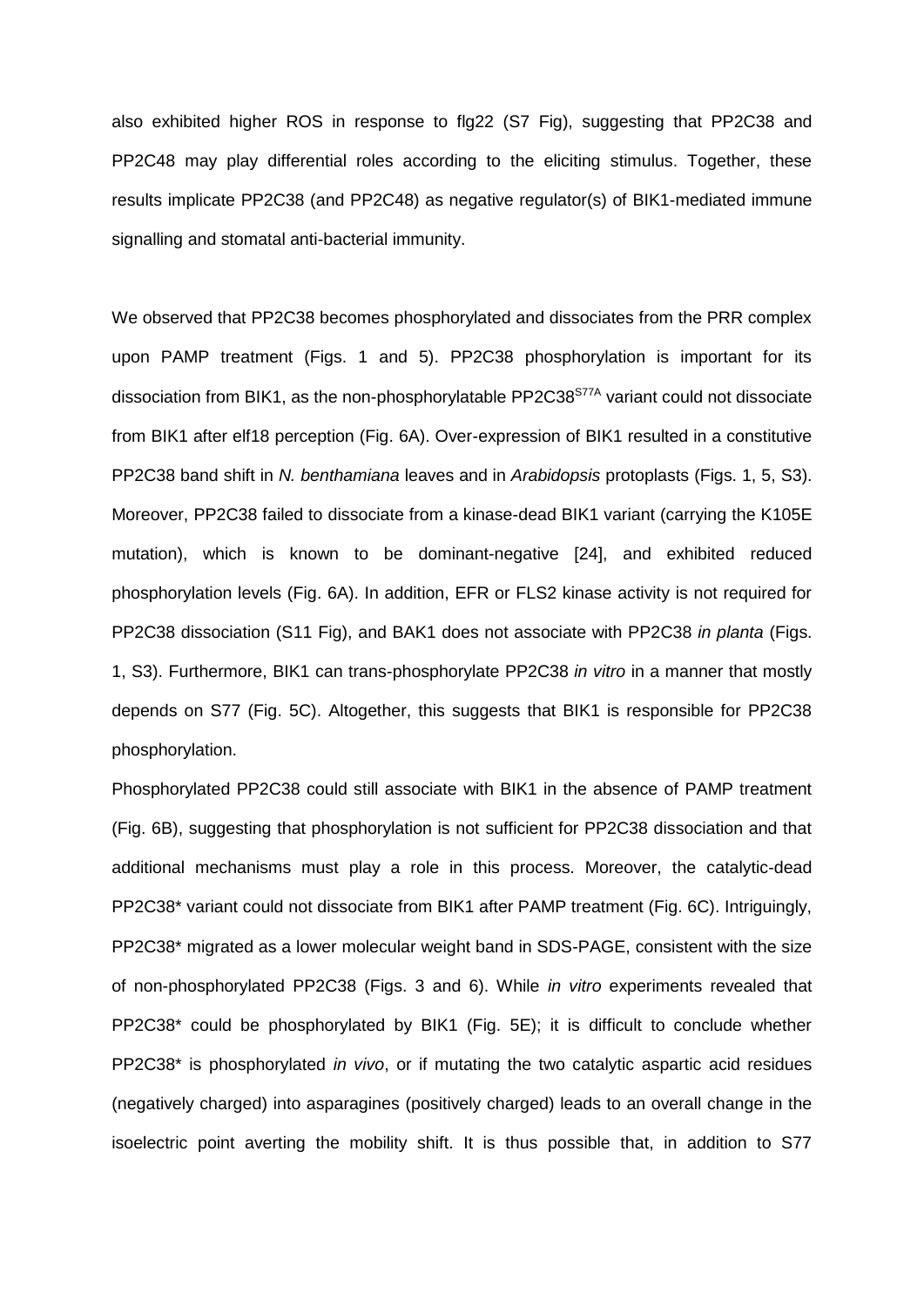also exhibited higher ROS in response to flg22 (S7 Fig), suggesting that PP2C38 and PP2C48 may play differential roles according to the eliciting stimulus. Together, these results implicate PP2C38 (and PP2C48) as negative regulator(s) of BIK1-mediated immune signalling and stomatal anti-bacterial immunity.

We observed that PP2C38 becomes phosphorylated and dissociates from the PRR complex upon PAMP treatment (Figs. 1 and 5). PP2C38 phosphorylation is important for its dissociation from BIK1, as the non-phosphorylatable PP2C38$^{S77A}$ variant could not dissociate from BIK1 after elf18 perception (Fig. 6A). Over-expression of BIK1 resulted in a constitutive PP2C38 band shift in *N. benthamiana* leaves and in *Arabidopsis* protoplasts (Figs. 1, 5, S3). Moreover, PP2C38 failed to dissociate from a kinase-dead BIK1 variant (carrying the K105E mutation), which is known to be dominant-negative [24], and exhibited reduced phosphorylation levels (Fig. 6A). In addition, EFR or FLS2 kinase activity is not required for PP2C38 dissociation (S11 Fig), and BAK1 does not associate with PP2C38 *in planta* (Figs. 1, S3). Furthermore, BIK1 can trans-phosphorylate PP2C38 *in vitro* in a manner that mostly depends on S77 (Fig. 5C). Altogether, this suggests that BIK1 is responsible for PP2C38 phosphorylation.

Phosphorylated PP2C38 could still associate with BIK1 in the absence of PAMP treatment (Fig. 6B), suggesting that phosphorylation is not sufficient for PP2C38 dissociation and that additional mechanisms must play a role in this process. Moreover, the catalytic-dead PP2C38* variant could not dissociate from BIK1 after PAMP treatment (Fig. 6C). Intriguingly, PP2C38* migrated as a lower molecular weight band in SDS-PAGE, consistent with the size of non-phosphorylated PP2C38 (Figs. 3 and 6). While *in vitro* experiments revealed that PP2C38* could be phosphorylated by BIK1 (Fig. 5E); it is difficult to conclude whether PP2C38* is phosphorylated *in vivo*, or if mutating the two catalytic aspartic acid residues (negatively charged) into asparagines (positively charged) leads to an overall change in the isoelectric point averting the mobility shift. It is thus possible that, in addition to S77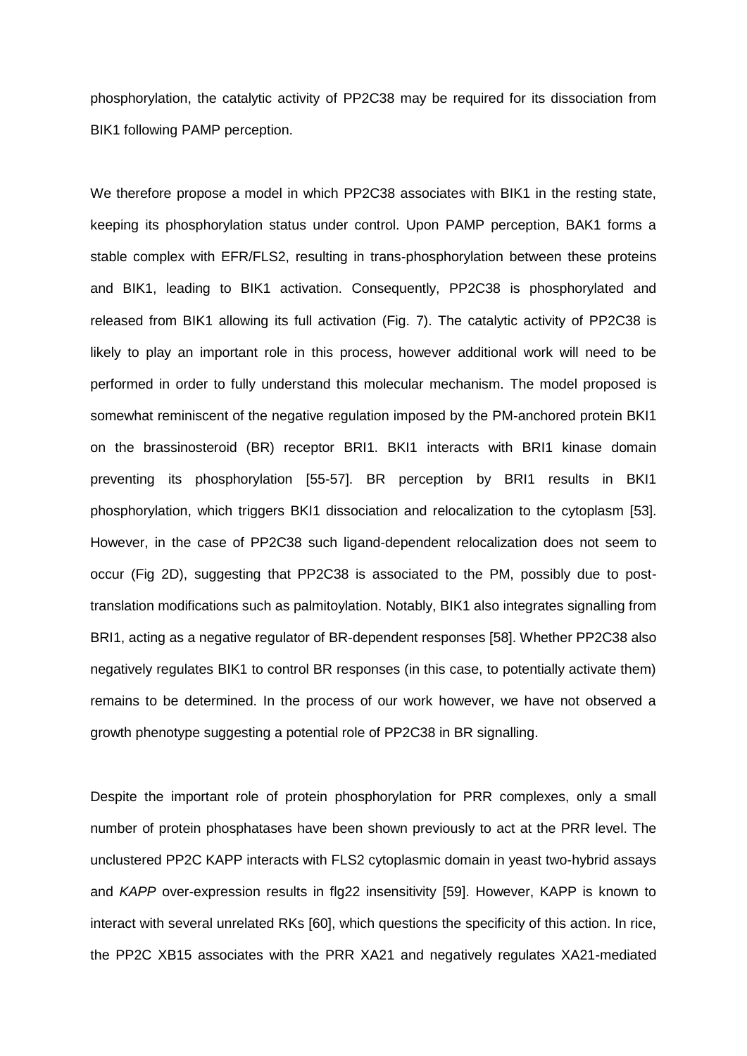phosphorylation, the catalytic activity of PP2C38 may be required for its dissociation from BIK1 following PAMP perception.

We therefore propose a model in which PP2C38 associates with BIK1 in the resting state, keeping its phosphorylation status under control. Upon PAMP perception, BAK1 forms a stable complex with EFR/FLS2, resulting in trans-phosphorylation between these proteins and BIK1, leading to BIK1 activation. Consequently, PP2C38 is phosphorylated and released from BIK1 allowing its full activation (Fig. 7). The catalytic activity of PP2C38 is likely to play an important role in this process, however additional work will need to be performed in order to fully understand this molecular mechanism. The model proposed is somewhat reminiscent of the negative regulation imposed by the PM-anchored protein BKI1 on the brassinosteroid (BR) receptor BRI1. BKI1 interacts with BRI1 kinase domain preventing its phosphorylation [55-57]. BR perception by BRI1 results in BKI1 phosphorylation, which triggers BKI1 dissociation and relocalization to the cytoplasm [53]. However, in the case of PP2C38 such ligand-dependent relocalization does not seem to occur (Fig 2D), suggesting that PP2C38 is associated to the PM, possibly due to post-translation modifications such as palmitoylation. Notably, BIK1 also integrates signalling from BRI1, acting as a negative regulator of BR-dependent responses [58]. Whether PP2C38 also negatively regulates BIK1 to control BR responses (in this case, to potentially activate them) remains to be determined. In the process of our work however, we have not observed a growth phenotype suggesting a potential role of PP2C38 in BR signalling.

Despite the important role of protein phosphorylation for PRR complexes, only a small number of protein phosphatases have been shown previously to act at the PRR level. The unclustered PP2C KAPP interacts with FLS2 cytoplasmic domain in yeast two-hybrid assays and *KAPP* over-expression results in flg22 insensitivity [59]. However, KAPP is known to interact with several unrelated RKs [60], which questions the specificity of this action. In rice, the PP2C XB15 associates with the PRR XA21 and negatively regulates XA21-mediated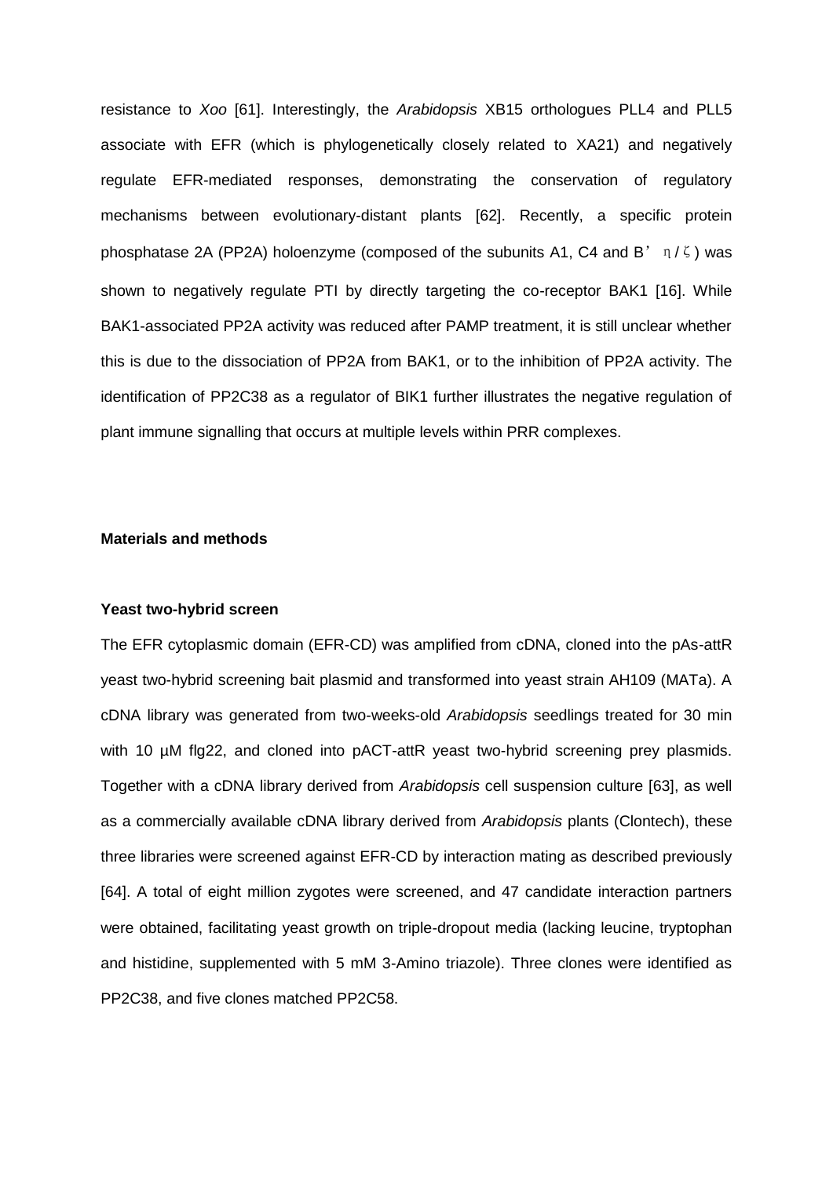resistance to *Xoo* [61]. Interestingly, the *Arabidopsis* XB15 orthologues PLL4 and PLL5 associate with EFR (which is phylogenetically closely related to XA21) and negatively regulate EFR-mediated responses, demonstrating the conservation of regulatory mechanisms between evolutionary-distant plants [62]. Recently, a specific protein phosphatase 2A (PP2A) holoenzyme (composed of the subunits A1, C4 and B’ η/ζ) was shown to negatively regulate PTI by directly targeting the co-receptor BAK1 [16]. While BAK1-associated PP2A activity was reduced after PAMP treatment, it is still unclear whether this is due to the dissociation of PP2A from BAK1, or to the inhibition of PP2A activity. The identification of PP2C38 as a regulator of BIK1 further illustrates the negative regulation of plant immune signalling that occurs at multiple levels within PRR complexes.

## Materials and methods

### Yeast two-hybrid screen

The EFR cytoplasmic domain (EFR-CD) was amplified from cDNA, cloned into the pAs-attR yeast two-hybrid screening bait plasmid and transformed into yeast strain AH109 (MATa). A cDNA library was generated from two-weeks-old *Arabidopsis* seedlings treated for 30 min with 10 µM flg22, and cloned into pACT-attR yeast two-hybrid screening prey plasmids. Together with a cDNA library derived from *Arabidopsis* cell suspension culture [63], as well as a commercially available cDNA library derived from *Arabidopsis* plants (Clontech), these three libraries were screened against EFR-CD by interaction mating as described previously [64]. A total of eight million zygotes were screened, and 47 candidate interaction partners were obtained, facilitating yeast growth on triple-dropout media (lacking leucine, tryptophan and histidine, supplemented with 5 mM 3-Amino triazole). Three clones were identified as PP2C38, and five clones matched PP2C58.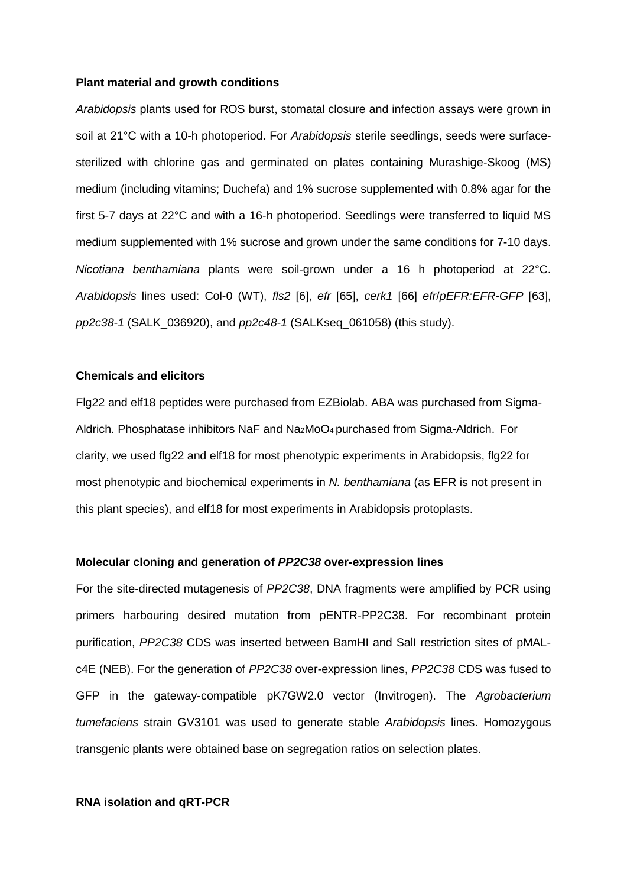**Plant material and growth conditions**

*Arabidopsis* plants used for ROS burst, stomatal closure and infection assays were grown in soil at 21°C with a 10-h photoperiod. For *Arabidopsis* sterile seedlings, seeds were surface-sterilized with chlorine gas and germinated on plates containing Murashige-Skoog (MS) medium (including vitamins; Duchefa) and 1% sucrose supplemented with 0.8% agar for the first 5-7 days at 22°C and with a 16-h photoperiod. Seedlings were transferred to liquid MS medium supplemented with 1% sucrose and grown under the same conditions for 7-10 days. *Nicotiana benthamiana* plants were soil-grown under a 16 h photoperiod at 22°C. *Arabidopsis* lines used: Col-0 (WT), *fls2* [6], *efr* [65], *cerk1* [66] *efr*/*pEFR:EFR-GFP* [63], *pp2c38-1* (SALK_036920), and *pp2c48-1* (SALKseq_061058) (this study).

**Chemicals and elicitors**

Flg22 and elf18 peptides were purchased from EZBiolab. ABA was purchased from Sigma-Aldrich. Phosphatase inhibitors NaF and $Na_2MoO_4$ purchased from Sigma-Aldrich. For clarity, we used flg22 and elf18 for most phenotypic experiments in Arabidopsis, flg22 for most phenotypic and biochemical experiments in *N. benthamiana* (as EFR is not present in this plant species), and elf18 for most experiments in Arabidopsis protoplasts.

**Molecular cloning and generation of *PP2C38* over-expression lines**

For the site-directed mutagenesis of *PP2C38*, DNA fragments were amplified by PCR using primers harbouring desired mutation from pENTR-PP2C38. For recombinant protein purification, *PP2C38* CDS was inserted between BamHI and SalI restriction sites of pMAL-c4E (NEB). For the generation of *PP2C38* over-expression lines, *PP2C38* CDS was fused to GFP in the gateway-compatible pK7GW2.0 vector (Invitrogen). The *Agrobacterium tumefaciens* strain GV3101 was used to generate stable *Arabidopsis* lines. Homozygous transgenic plants were obtained base on segregation ratios on selection plates.

**RNA isolation and qRT-PCR**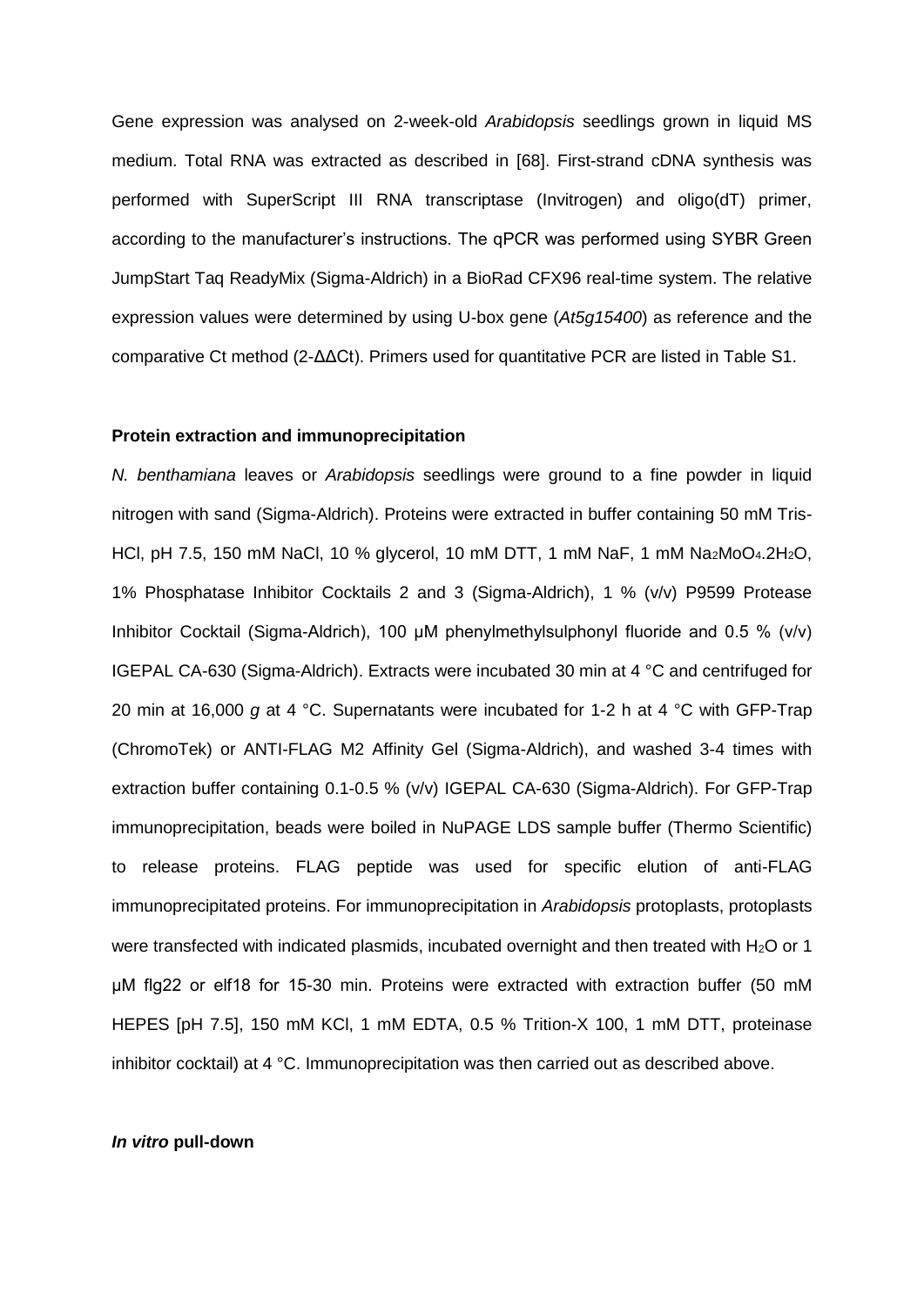Gene expression was analysed on 2-week-old *Arabidopsis* seedlings grown in liquid MS medium. Total RNA was extracted as described in [68]. First-strand cDNA synthesis was performed with SuperScript III RNA transcriptase (Invitrogen) and oligo(dT) primer, according to the manufacturer's instructions. The qPCR was performed using SYBR Green JumpStart Taq ReadyMix (Sigma-Aldrich) in a BioRad CFX96 real-time system. The relative expression values were determined by using U-box gene (*At5g15400*) as reference and the comparative Ct method ($2^{-\Delta\Delta Ct}$). Primers used for quantitative PCR are listed in Table S1.

**Protein extraction and immunoprecipitation**

*N. benthamiana* leaves or *Arabidopsis* seedlings were ground to a fine powder in liquid nitrogen with sand (Sigma-Aldrich). Proteins were extracted in buffer containing 50 mM Tris-HCl, pH 7.5, 150 mM NaCl, 10 % glycerol, 10 mM DTT, 1 mM NaF, 1 mM $Na_2MoO_4.2H_2O$, 1% Phosphatase Inhibitor Cocktails 2 and 3 (Sigma-Aldrich), 1 % (v/v) P9599 Protease Inhibitor Cocktail (Sigma-Aldrich), 100 μM phenylmethylsulphonyl fluoride and 0.5 % (v/v) IGEPAL CA-630 (Sigma-Aldrich). Extracts were incubated 30 min at 4 °C and centrifuged for 20 min at 16,000 *g* at 4 °C. Supernatants were incubated for 1-2 h at 4 °C with GFP-Trap (ChromoTek) or ANTI-FLAG M2 Affinity Gel (Sigma-Aldrich), and washed 3-4 times with extraction buffer containing 0.1-0.5 % (v/v) IGEPAL CA-630 (Sigma-Aldrich). For GFP-Trap immunoprecipitation, beads were boiled in NuPAGE LDS sample buffer (Thermo Scientific) to release proteins. FLAG peptide was used for specific elution of anti-FLAG immunoprecipitated proteins. For immunoprecipitation in *Arabidopsis* protoplasts, protoplasts were transfected with indicated plasmids, incubated overnight and then treated with $H_2O$ or 1 μM flg22 or elf18 for 15-30 min. Proteins were extracted with extraction buffer (50 mM HEPES [pH 7.5], 150 mM KCl, 1 mM EDTA, 0.5 % Trition-X 100, 1 mM DTT, proteinase inhibitor cocktail) at 4 °C. Immunoprecipitation was then carried out as described above.

***In vitro* pull-down**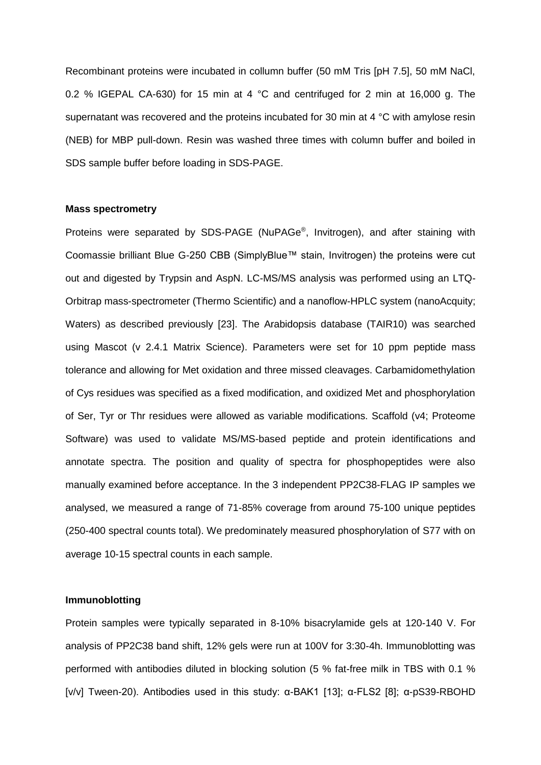Recombinant proteins were incubated in collumn buffer (50 mM Tris [pH 7.5], 50 mM NaCl, 0.2 % IGEPAL CA-630) for 15 min at 4 °C and centrifuged for 2 min at 16,000 g. The supernatant was recovered and the proteins incubated for 30 min at 4 °C with amylose resin (NEB) for MBP pull-down. Resin was washed three times with column buffer and boiled in SDS sample buffer before loading in SDS-PAGE.

**Mass spectrometry**

Proteins were separated by SDS-PAGE (NuPAGe®, Invitrogen), and after staining with Coomassie brilliant Blue G-250 CBB (SimplyBlue™ stain, Invitrogen) the proteins were cut out and digested by Trypsin and AspN. LC-MS/MS analysis was performed using an LTQ-Orbitrap mass-spectrometer (Thermo Scientific) and a nanoflow-HPLC system (nanoAcquity; Waters) as described previously [23]. The Arabidopsis database (TAIR10) was searched using Mascot (v 2.4.1 Matrix Science). Parameters were set for 10 ppm peptide mass tolerance and allowing for Met oxidation and three missed cleavages. Carbamidomethylation of Cys residues was specified as a fixed modification, and oxidized Met and phosphorylation of Ser, Tyr or Thr residues were allowed as variable modifications. Scaffold (v4; Proteome Software) was used to validate MS/MS-based peptide and protein identifications and annotate spectra. The position and quality of spectra for phosphopeptides were also manually examined before acceptance. In the 3 independent PP2C38-FLAG IP samples we analysed, we measured a range of 71-85% coverage from around 75-100 unique peptides (250-400 spectral counts total). We predominately measured phosphorylation of S77 with on average 10-15 spectral counts in each sample.

**Immunoblotting**

Protein samples were typically separated in 8-10% bisacrylamide gels at 120-140 V. For analysis of PP2C38 band shift, 12% gels were run at 100V for 3:30-4h. Immunoblotting was performed with antibodies diluted in blocking solution (5 % fat-free milk in TBS with 0.1 % [v/v] Tween-20). Antibodies used in this study: α-BAK1 [13]; α-FLS2 [8]; α-pS39-RBOHD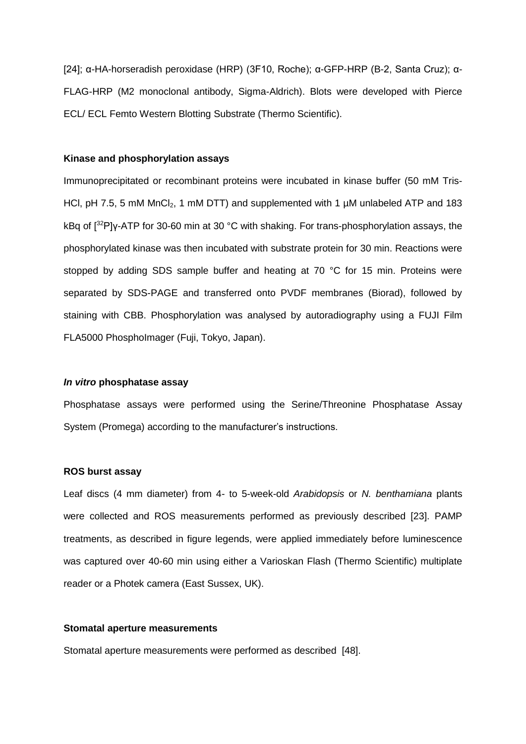[24]; α-HA-horseradish peroxidase (HRP) (3F10, Roche); α-GFP-HRP (B-2, Santa Cruz); α-FLAG-HRP (M2 monoclonal antibody, Sigma-Aldrich). Blots were developed with Pierce ECL/ ECL Femto Western Blotting Substrate (Thermo Scientific).

**Kinase and phosphorylation assays**

Immunoprecipitated or recombinant proteins were incubated in kinase buffer (50 mM Tris-HCl, pH 7.5, 5 mM $MnCl_2$, 1 mM DTT) and supplemented with 1 μM unlabeled ATP and 183 kBq of [$^{32}$P]γ-ATP for 30-60 min at 30 °C with shaking. For trans-phosphorylation assays, the phosphorylated kinase was then incubated with substrate protein for 30 min. Reactions were stopped by adding SDS sample buffer and heating at 70 °C for 15 min. Proteins were separated by SDS-PAGE and transferred onto PVDF membranes (Biorad), followed by staining with CBB. Phosphorylation was analysed by autoradiography using a FUJI Film FLA5000 PhosphoImager (Fuji, Tokyo, Japan).

***In vitro* phosphatase assay**

Phosphatase assays were performed using the Serine/Threonine Phosphatase Assay System (Promega) according to the manufacturer's instructions.

**ROS burst assay**

Leaf discs (4 mm diameter) from 4- to 5-week-old *Arabidopsis* or *N. benthamiana* plants were collected and ROS measurements performed as previously described [23]. PAMP treatments, as described in figure legends, were applied immediately before luminescence was captured over 40-60 min using either a Varioskan Flash (Thermo Scientific) multiplate reader or a Photek camera (East Sussex, UK).

**Stomatal aperture measurements**

Stomatal aperture measurements were performed as described [48].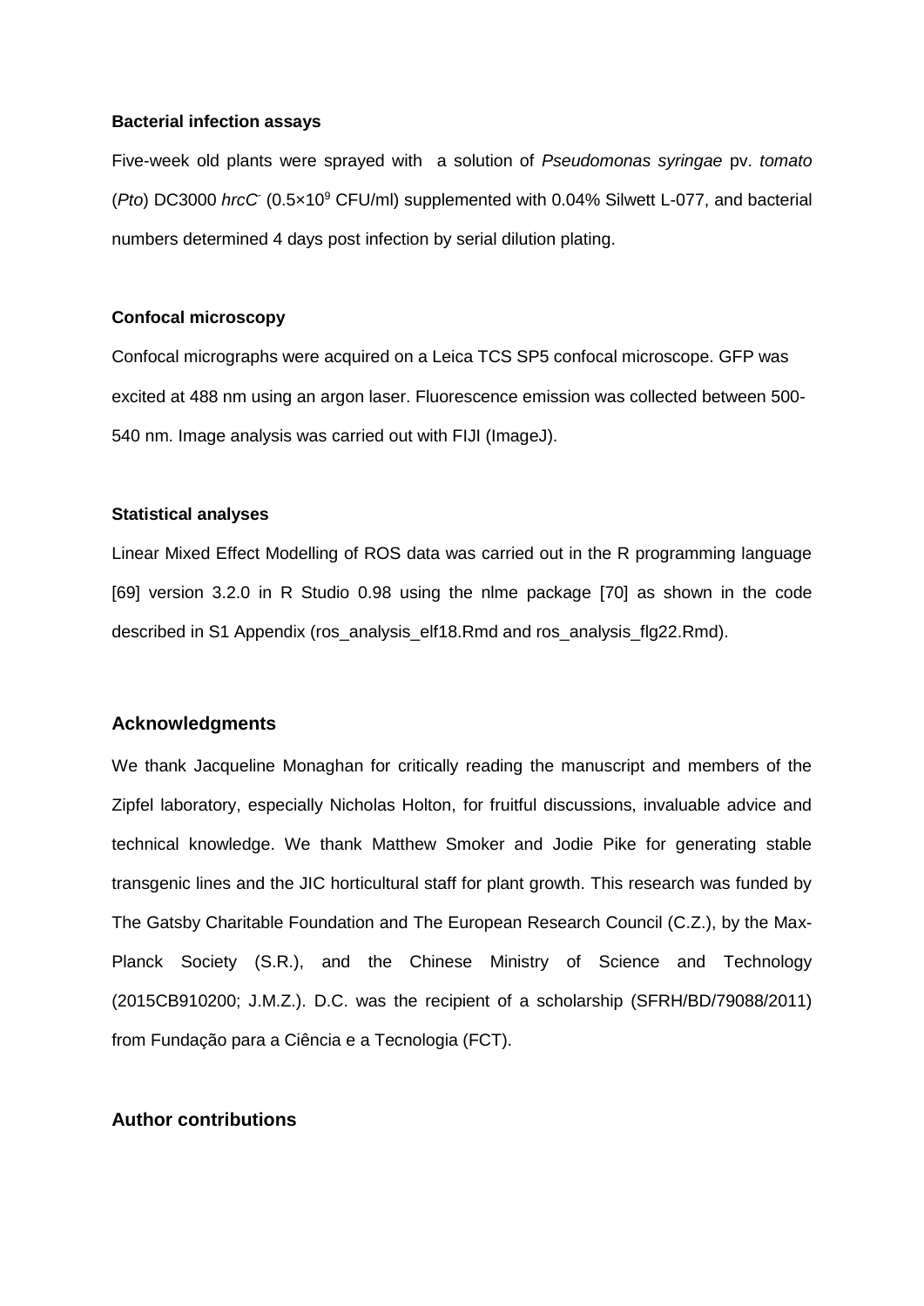**Bacterial infection assays**

Five-week old plants were sprayed with a solution of *Pseudomonas syringae* pv. *tomato* (*Pto*) DC3000 *hrcC*$^{-}$ ($0.5 \times 10^{9}$ CFU/ml) supplemented with 0.04% Silwett L-077, and bacterial numbers determined 4 days post infection by serial dilution plating.

**Confocal microscopy**

Confocal micrographs were acquired on a Leica TCS SP5 confocal microscope. GFP was excited at 488 nm using an argon laser. Fluorescence emission was collected between 500-540 nm. Image analysis was carried out with FIJI (ImageJ).

**Statistical analyses**

Linear Mixed Effect Modelling of ROS data was carried out in the R programming language [69] version 3.2.0 in R Studio 0.98 using the nlme package [70] as shown in the code described in S1 Appendix (ros_analysis_elf18.Rmd and ros_analysis_flg22.Rmd).

## Acknowledgments

We thank Jacqueline Monaghan for critically reading the manuscript and members of the Zipfel laboratory, especially Nicholas Holton, for fruitful discussions, invaluable advice and technical knowledge. We thank Matthew Smoker and Jodie Pike for generating stable transgenic lines and the JIC horticultural staff for plant growth. This research was funded by The Gatsby Charitable Foundation and The European Research Council (C.Z.), by the Max-Planck Society (S.R.), and the Chinese Ministry of Science and Technology (2015CB910200; J.M.Z.). D.C. was the recipient of a scholarship (SFRH/BD/79088/2011) from Fundação para a Ciência e a Tecnologia (FCT).

## Author contributions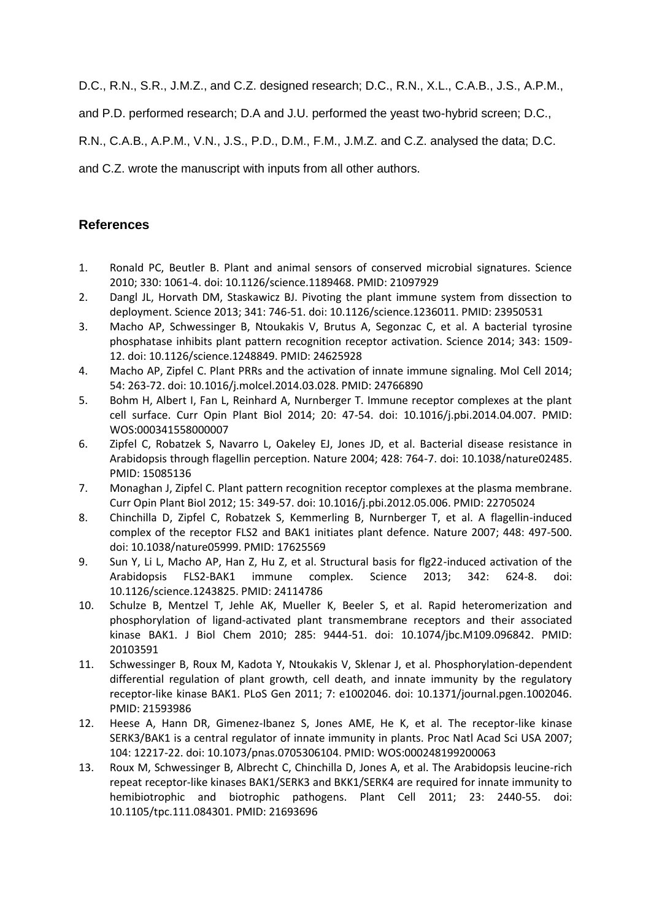D.C., R.N., S.R., J.M.Z., and C.Z. designed research; D.C., R.N., X.L., C.A.B., J.S., A.P.M., and P.D. performed research; D.A and J.U. performed the yeast two-hybrid screen; D.C., R.N., C.A.B., A.P.M., V.N., J.S., P.D., D.M., F.M., J.M.Z. and C.Z. analysed the data; D.C. and C.Z. wrote the manuscript with inputs from all other authors.

## References

1. Ronald PC, Beutler B. Plant and animal sensors of conserved microbial signatures. Science 2010; 330: 1061-4. doi: 10.1126/science.1189468. PMID: 21097929
2. Dangl JL, Horvath DM, Staskawicz BJ. Pivoting the plant immune system from dissection to deployment. Science 2013; 341: 746-51. doi: 10.1126/science.1236011. PMID: 23950531
3. Macho AP, Schwessinger B, Ntoukakis V, Brutus A, Segonzac C, et al. A bacterial tyrosine phosphatase inhibits plant pattern recognition receptor activation. Science 2014; 343: 1509-12. doi: 10.1126/science.1248849. PMID: 24625928
4. Macho AP, Zipfel C. Plant PRRs and the activation of innate immune signaling. Mol Cell 2014; 54: 263-72. doi: 10.1016/j.molcel.2014.03.028. PMID: 24766890
5. Bohm H, Albert I, Fan L, Reinhard A, Nurnberger T. Immune receptor complexes at the plant cell surface. Curr Opin Plant Biol 2014; 20: 47-54. doi: 10.1016/j.pbi.2014.04.007. PMID: WOS:000341558000007
6. Zipfel C, Robatzek S, Navarro L, Oakeley EJ, Jones JD, et al. Bacterial disease resistance in Arabidopsis through flagellin perception. Nature 2004; 428: 764-7. doi: 10.1038/nature02485. PMID: 15085136
7. Monaghan J, Zipfel C. Plant pattern recognition receptor complexes at the plasma membrane. Curr Opin Plant Biol 2012; 15: 349-57. doi: 10.1016/j.pbi.2012.05.006. PMID: 22705024
8. Chinchilla D, Zipfel C, Robatzek S, Kemmerling B, Nurnberger T, et al. A flagellin-induced complex of the receptor FLS2 and BAK1 initiates plant defence. Nature 2007; 448: 497-500. doi: 10.1038/nature05999. PMID: 17625569
9. Sun Y, Li L, Macho AP, Han Z, Hu Z, et al. Structural basis for flg22-induced activation of the Arabidopsis FLS2-BAK1 immune complex. Science 2013; 342: 624-8. doi: 10.1126/science.1243825. PMID: 24114786
10. Schulze B, Mentzel T, Jehle AK, Mueller K, Beeler S, et al. Rapid heteromerization and phosphorylation of ligand-activated plant transmembrane receptors and their associated kinase BAK1. J Biol Chem 2010; 285: 9444-51. doi: 10.1074/jbc.M109.096842. PMID: 20103591
11. Schwessinger B, Roux M, Kadota Y, Ntoukakis V, Sklenar J, et al. Phosphorylation-dependent differential regulation of plant growth, cell death, and innate immunity by the regulatory receptor-like kinase BAK1. PLoS Gen 2011; 7: e1002046. doi: 10.1371/journal.pgen.1002046. PMID: 21593986
12. Heese A, Hann DR, Gimenez-Ibanez S, Jones AME, He K, et al. The receptor-like kinase SERK3/BAK1 is a central regulator of innate immunity in plants. Proc Natl Acad Sci USA 2007; 104: 12217-22. doi: 10.1073/pnas.0705306104. PMID: WOS:000248199200063
13. Roux M, Schwessinger B, Albrecht C, Chinchilla D, Jones A, et al. The Arabidopsis leucine-rich repeat receptor-like kinases BAK1/SERK3 and BKK1/SERK4 are required for innate immunity to hemibiotrophic and biotrophic pathogens. Plant Cell 2011; 23: 2440-55. doi: 10.1105/tpc.111.084301. PMID: 21693696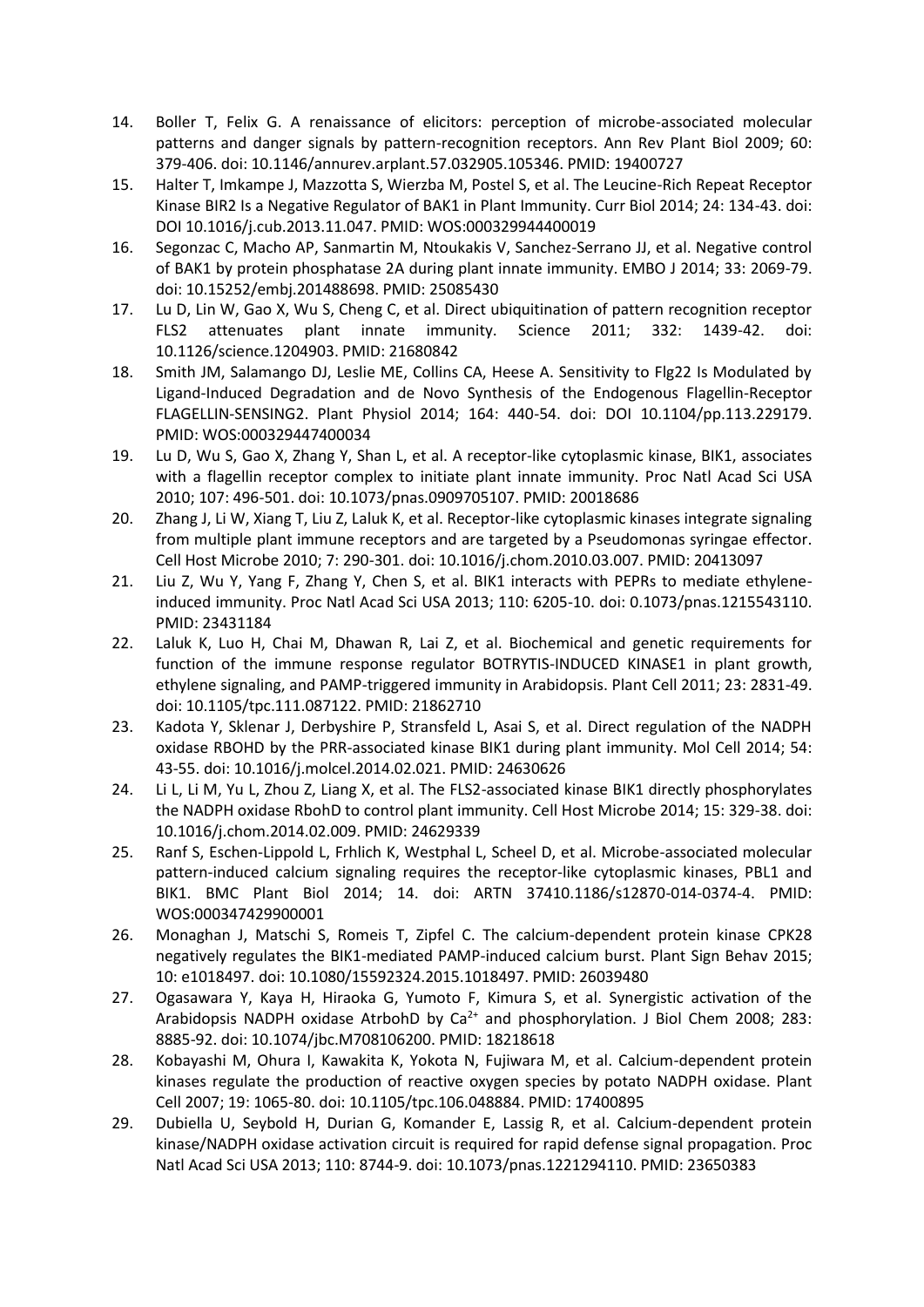14. Boller T, Felix G. A renaissance of elicitors: perception of microbe-associated molecular patterns and danger signals by pattern-recognition receptors. Ann Rev Plant Biol 2009; 60: 379-406. doi: 10.1146/annurev.arplant.57.032905.105346. PMID: 19400727
15. Halter T, Imkampe J, Mazzotta S, Wierzba M, Postel S, et al. The Leucine-Rich Repeat Receptor Kinase BIR2 Is a Negative Regulator of BAK1 in Plant Immunity. Curr Biol 2014; 24: 134-43. doi: DOI 10.1016/j.cub.2013.11.047. PMID: WOS:000329944400019
16. Segonzac C, Macho AP, Sanmartin M, Ntoukakis V, Sanchez-Serrano JJ, et al. Negative control of BAK1 by protein phosphatase 2A during plant innate immunity. EMBO J 2014; 33: 2069-79. doi: 10.15252/embj.201488698. PMID: 25085430
17. Lu D, Lin W, Gao X, Wu S, Cheng C, et al. Direct ubiquitination of pattern recognition receptor FLS2 attenuates plant innate immunity. Science 2011; 332: 1439-42. doi: 10.1126/science.1204903. PMID: 21680842
18. Smith JM, Salamango DJ, Leslie ME, Collins CA, Heese A. Sensitivity to Flg22 Is Modulated by Ligand-Induced Degradation and de Novo Synthesis of the Endogenous Flagellin-Receptor FLAGELLIN-SENSING2. Plant Physiol 2014; 164: 440-54. doi: DOI 10.1104/pp.113.229179. PMID: WOS:000329447400034
19. Lu D, Wu S, Gao X, Zhang Y, Shan L, et al. A receptor-like cytoplasmic kinase, BIK1, associates with a flagellin receptor complex to initiate plant innate immunity. Proc Natl Acad Sci USA 2010; 107: 496-501. doi: 10.1073/pnas.0909705107. PMID: 20018686
20. Zhang J, Li W, Xiang T, Liu Z, Laluk K, et al. Receptor-like cytoplasmic kinases integrate signaling from multiple plant immune receptors and are targeted by a Pseudomonas syringae effector. Cell Host Microbe 2010; 7: 290-301. doi: 10.1016/j.chom.2010.03.007. PMID: 20413097
21. Liu Z, Wu Y, Yang F, Zhang Y, Chen S, et al. BIK1 interacts with PEPRs to mediate ethylene-induced immunity. Proc Natl Acad Sci USA 2013; 110: 6205-10. doi: 0.1073/pnas.1215543110. PMID: 23431184
22. Laluk K, Luo H, Chai M, Dhawan R, Lai Z, et al. Biochemical and genetic requirements for function of the immune response regulator BOTRYTIS-INDUCED KINASE1 in plant growth, ethylene signaling, and PAMP-triggered immunity in Arabidopsis. Plant Cell 2011; 23: 2831-49. doi: 10.1105/tpc.111.087122. PMID: 21862710
23. Kadota Y, Sklenar J, Derbyshire P, Stransfeld L, Asai S, et al. Direct regulation of the NADPH oxidase RBOHD by the PRR-associated kinase BIK1 during plant immunity. Mol Cell 2014; 54: 43-55. doi: 10.1016/j.molcel.2014.02.021. PMID: 24630626
24. Li L, Li M, Yu L, Zhou Z, Liang X, et al. The FLS2-associated kinase BIK1 directly phosphorylates the NADPH oxidase RbohD to control plant immunity. Cell Host Microbe 2014; 15: 329-38. doi: 10.1016/j.chom.2014.02.009. PMID: 24629339
25. Ranf S, Eschen-Lippold L, Frhlich K, Westphal L, Scheel D, et al. Microbe-associated molecular pattern-induced calcium signaling requires the receptor-like cytoplasmic kinases, PBL1 and BIK1. BMC Plant Biol 2014; 14. doi: ARTN 37410.1186/s12870-014-0374-4. PMID: WOS:000347429900001
26. Monaghan J, Matschi S, Romeis T, Zipfel C. The calcium-dependent protein kinase CPK28 negatively regulates the BIK1-mediated PAMP-induced calcium burst. Plant Sign Behav 2015; 10: e1018497. doi: 10.1080/15592324.2015.1018497. PMID: 26039480
27. Ogasawara Y, Kaya H, Hiraoka G, Yumoto F, Kimura S, et al. Synergistic activation of the Arabidopsis NADPH oxidase AtrbohD by $Ca^{2+}$ and phosphorylation. J Biol Chem 2008; 283: 8885-92. doi: 10.1074/jbc.M708106200. PMID: 18218618
28. Kobayashi M, Ohura I, Kawakita K, Yokota N, Fujiwara M, et al. Calcium-dependent protein kinases regulate the production of reactive oxygen species by potato NADPH oxidase. Plant Cell 2007; 19: 1065-80. doi: 10.1105/tpc.106.048884. PMID: 17400895
29. Dubiella U, Seybold H, Durian G, Komander E, Lassig R, et al. Calcium-dependent protein kinase/NADPH oxidase activation circuit is required for rapid defense signal propagation. Proc Natl Acad Sci USA 2013; 110: 8744-9. doi: 10.1073/pnas.1221294110. PMID: 23650383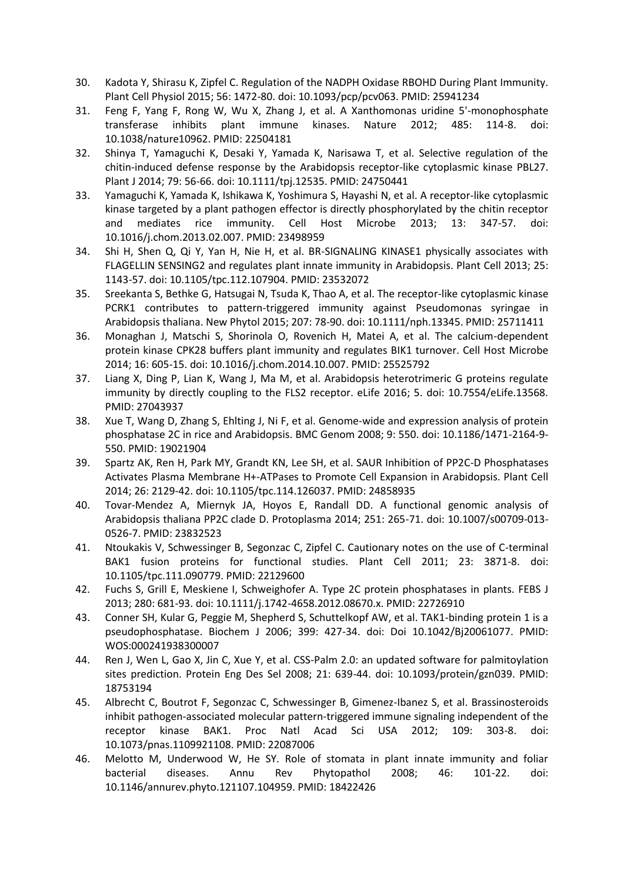30. Kadota Y, Shirasu K, Zipfel C. Regulation of the NADPH Oxidase RBOHD During Plant Immunity. Plant Cell Physiol 2015; 56: 1472-80. doi: 10.1093/pcp/pcv063. PMID: 25941234
31. Feng F, Yang F, Rong W, Wu X, Zhang J, et al. A Xanthomonas uridine 5'-monophosphate transferase inhibits plant immune kinases. Nature 2012; 485: 114-8. doi: 10.1038/nature10962. PMID: 22504181
32. Shinya T, Yamaguchi K, Desaki Y, Yamada K, Narisawa T, et al. Selective regulation of the chitin-induced defense response by the Arabidopsis receptor-like cytoplasmic kinase PBL27. Plant J 2014; 79: 56-66. doi: 10.1111/tpj.12535. PMID: 24750441
33. Yamaguchi K, Yamada K, Ishikawa K, Yoshimura S, Hayashi N, et al. A receptor-like cytoplasmic kinase targeted by a plant pathogen effector is directly phosphorylated by the chitin receptor and mediates rice immunity. Cell Host Microbe 2013; 13: 347-57. doi: 10.1016/j.chom.2013.02.007. PMID: 23498959
34. Shi H, Shen Q, Qi Y, Yan H, Nie H, et al. BR-SIGNALING KINASE1 physically associates with FLAGELLIN SENSING2 and regulates plant innate immunity in Arabidopsis. Plant Cell 2013; 25: 1143-57. doi: 10.1105/tpc.112.107904. PMID: 23532072
35. Sreekanta S, Bethke G, Hatsugai N, Tsuda K, Thao A, et al. The receptor-like cytoplasmic kinase PCRK1 contributes to pattern-triggered immunity against Pseudomonas syringae in Arabidopsis thaliana. New Phytol 2015; 207: 78-90. doi: 10.1111/nph.13345. PMID: 25711411
36. Monaghan J, Matschi S, Shorinola O, Rovenich H, Matei A, et al. The calcium-dependent protein kinase CPK28 buffers plant immunity and regulates BIK1 turnover. Cell Host Microbe 2014; 16: 605-15. doi: 10.1016/j.chom.2014.10.007. PMID: 25525792
37. Liang X, Ding P, Lian K, Wang J, Ma M, et al. Arabidopsis heterotrimeric G proteins regulate immunity by directly coupling to the FLS2 receptor. eLife 2016; 5. doi: 10.7554/eLife.13568. PMID: 27043937
38. Xue T, Wang D, Zhang S, Ehlting J, Ni F, et al. Genome-wide and expression analysis of protein phosphatase 2C in rice and Arabidopsis. BMC Genom 2008; 9: 550. doi: 10.1186/1471-2164-9-550. PMID: 19021904
39. Spartz AK, Ren H, Park MY, Grandt KN, Lee SH, et al. SAUR Inhibition of PP2C-D Phosphatases Activates Plasma Membrane H+-ATPases to Promote Cell Expansion in Arabidopsis. Plant Cell 2014; 26: 2129-42. doi: 10.1105/tpc.114.126037. PMID: 24858935
40. Tovar-Mendez A, Miernyk JA, Hoyos E, Randall DD. A functional genomic analysis of Arabidopsis thaliana PP2C clade D. Protoplasma 2014; 251: 265-71. doi: 10.1007/s00709-013-0526-7. PMID: 23832523
41. Ntoukakis V, Schwessinger B, Segonzac C, Zipfel C. Cautionary notes on the use of C-terminal BAK1 fusion proteins for functional studies. Plant Cell 2011; 23: 3871-8. doi: 10.1105/tpc.111.090779. PMID: 22129600
42. Fuchs S, Grill E, Meskiene I, Schweighofer A. Type 2C protein phosphatases in plants. FEBS J 2013; 280: 681-93. doi: 10.1111/j.1742-4658.2012.08670.x. PMID: 22726910
43. Conner SH, Kular G, Peggie M, Shepherd S, Schuttelkopf AW, et al. TAK1-binding protein 1 is a pseudophosphatase. Biochem J 2006; 399: 427-34. doi: Doi 10.1042/Bj20061077. PMID: WOS:000241938300007
44. Ren J, Wen L, Gao X, Jin C, Xue Y, et al. CSS-Palm 2.0: an updated software for palmitoylation sites prediction. Protein Eng Des Sel 2008; 21: 639-44. doi: 10.1093/protein/gzn039. PMID: 18753194
45. Albrecht C, Boutrot F, Segonzac C, Schwessinger B, Gimenez-Ibanez S, et al. Brassinosteroids inhibit pathogen-associated molecular pattern-triggered immune signaling independent of the receptor kinase BAK1. Proc Natl Acad Sci USA 2012; 109: 303-8. doi: 10.1073/pnas.1109921108. PMID: 22087006
46. Melotto M, Underwood W, He SY. Role of stomata in plant innate immunity and foliar bacterial diseases. Annu Rev Phytopathol 2008; 46: 101-22. doi: 10.1146/annurev.phyto.121107.104959. PMID: 18422426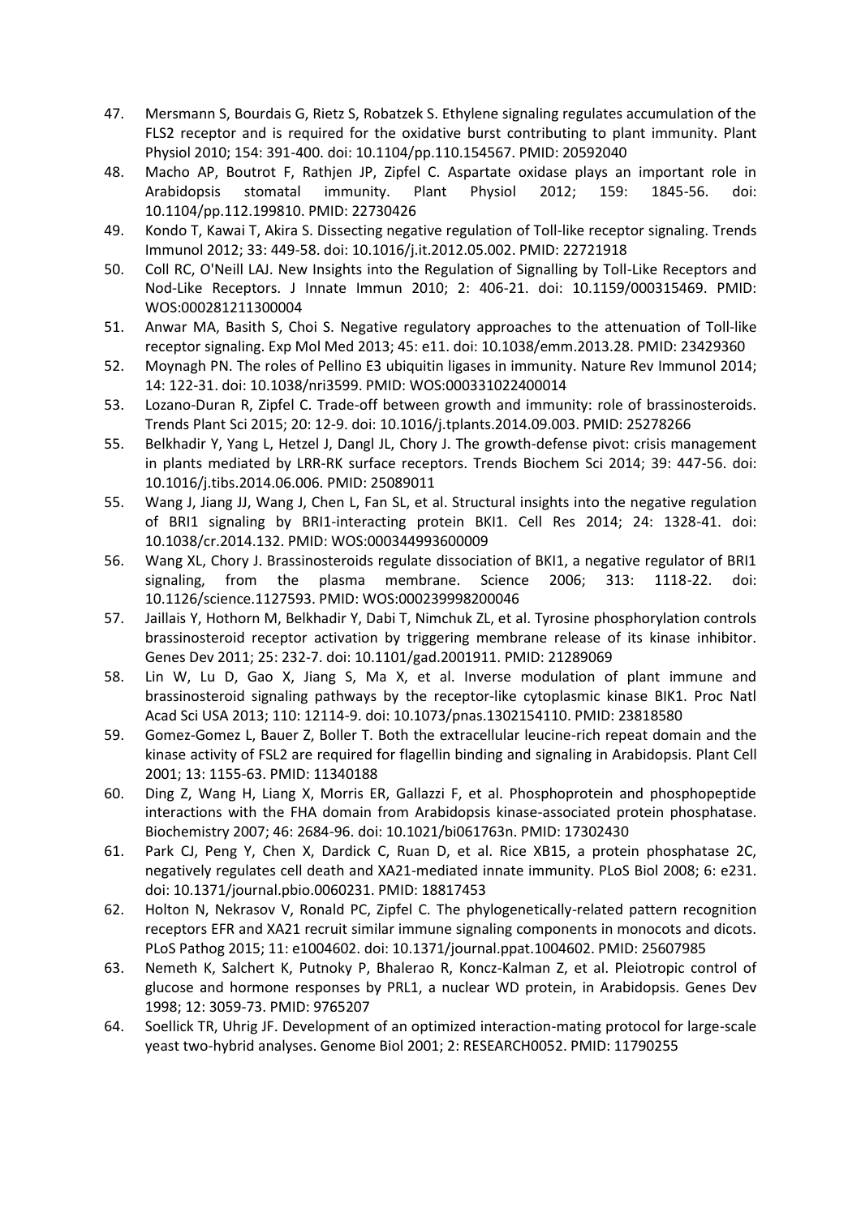47. Mersmann S, Bourdais G, Rietz S, Robatzek S. Ethylene signaling regulates accumulation of the FLS2 receptor and is required for the oxidative burst contributing to plant immunity. Plant Physiol 2010; 154: 391-400. doi: 10.1104/pp.110.154567. PMID: 20592040
48. Macho AP, Boutrot F, Rathjen JP, Zipfel C. Aspartate oxidase plays an important role in Arabidopsis stomatal immunity. Plant Physiol 2012; 159: 1845-56. doi: 10.1104/pp.112.199810. PMID: 22730426
49. Kondo T, Kawai T, Akira S. Dissecting negative regulation of Toll-like receptor signaling. Trends Immunol 2012; 33: 449-58. doi: 10.1016/j.it.2012.05.002. PMID: 22721918
50. Coll RC, O'Neill LAJ. New Insights into the Regulation of Signalling by Toll-Like Receptors and Nod-Like Receptors. J Innate Immun 2010; 2: 406-21. doi: 10.1159/000315469. PMID: WOS:000281211300004
51. Anwar MA, Basith S, Choi S. Negative regulatory approaches to the attenuation of Toll-like receptor signaling. Exp Mol Med 2013; 45: e11. doi: 10.1038/emm.2013.28. PMID: 23429360
52. Moynagh PN. The roles of Pellino E3 ubiquitin ligases in immunity. Nature Rev Immunol 2014; 14: 122-31. doi: 10.1038/nri3599. PMID: WOS:000331022400014
53. Lozano-Duran R, Zipfel C. Trade-off between growth and immunity: role of brassinosteroids. Trends Plant Sci 2015; 20: 12-9. doi: 10.1016/j.tplants.2014.09.003. PMID: 25278266
55. Belkhadir Y, Yang L, Hetzel J, Dangl JL, Chory J. The growth-defense pivot: crisis management in plants mediated by LRR-RK surface receptors. Trends Biochem Sci 2014; 39: 447-56. doi: 10.1016/j.tibs.2014.06.006. PMID: 25089011
55. Wang J, Jiang JJ, Wang J, Chen L, Fan SL, et al. Structural insights into the negative regulation of BRI1 signaling by BRI1-interacting protein BKI1. Cell Res 2014; 24: 1328-41. doi: 10.1038/cr.2014.132. PMID: WOS:000344993600009
56. Wang XL, Chory J. Brassinosteroids regulate dissociation of BKI1, a negative regulator of BRI1 signaling, from the plasma membrane. Science 2006; 313: 1118-22. doi: 10.1126/science.1127593. PMID: WOS:000239998200046
57. Jaillais Y, Hothorn M, Belkhadir Y, Dabi T, Nimchuk ZL, et al. Tyrosine phosphorylation controls brassinosteroid receptor activation by triggering membrane release of its kinase inhibitor. Genes Dev 2011; 25: 232-7. doi: 10.1101/gad.2001911. PMID: 21289069
58. Lin W, Lu D, Gao X, Jiang S, Ma X, et al. Inverse modulation of plant immune and brassinosteroid signaling pathways by the receptor-like cytoplasmic kinase BIK1. Proc Natl Acad Sci USA 2013; 110: 12114-9. doi: 10.1073/pnas.1302154110. PMID: 23818580
59. Gomez-Gomez L, Bauer Z, Boller T. Both the extracellular leucine-rich repeat domain and the kinase activity of FSL2 are required for flagellin binding and signaling in Arabidopsis. Plant Cell 2001; 13: 1155-63. PMID: 11340188
60. Ding Z, Wang H, Liang X, Morris ER, Gallazzi F, et al. Phosphoprotein and phosphopeptide interactions with the FHA domain from Arabidopsis kinase-associated protein phosphatase. Biochemistry 2007; 46: 2684-96. doi: 10.1021/bi061763n. PMID: 17302430
61. Park CJ, Peng Y, Chen X, Dardick C, Ruan D, et al. Rice XB15, a protein phosphatase 2C, negatively regulates cell death and XA21-mediated innate immunity. PLoS Biol 2008; 6: e231. doi: 10.1371/journal.pbio.0060231. PMID: 18817453
62. Holton N, Nekrasov V, Ronald PC, Zipfel C. The phylogenetically-related pattern recognition receptors EFR and XA21 recruit similar immune signaling components in monocots and dicots. PLoS Pathog 2015; 11: e1004602. doi: 10.1371/journal.ppat.1004602. PMID: 25607985
63. Nemeth K, Salchert K, Putnoky P, Bhalerao R, Koncz-Kalman Z, et al. Pleiotropic control of glucose and hormone responses by PRL1, a nuclear WD protein, in Arabidopsis. Genes Dev 1998; 12: 3059-73. PMID: 9765207
64. Soellick TR, Uhrig JF. Development of an optimized interaction-mating protocol for large-scale yeast two-hybrid analyses. Genome Biol 2001; 2: RESEARCH0052. PMID: 11790255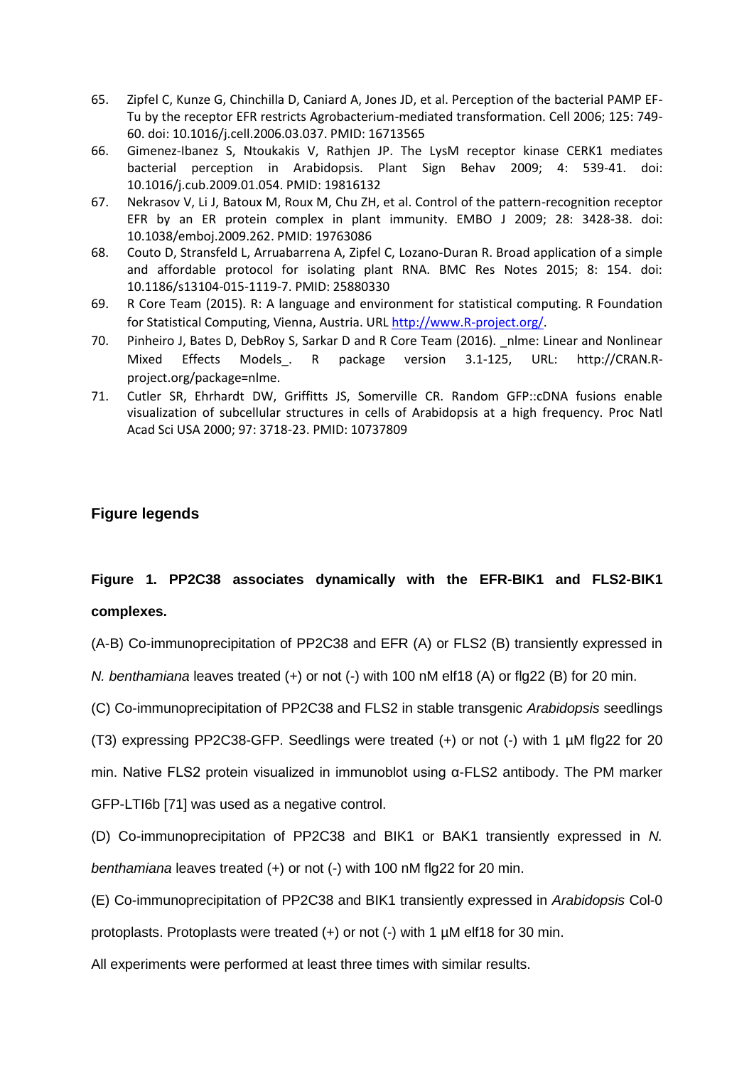65. Zipfel C, Kunze G, Chinchilla D, Caniard A, Jones JD, et al. Perception of the bacterial PAMP EF-Tu by the receptor EFR restricts Agrobacterium-mediated transformation. Cell 2006; 125: 749-60. doi: 10.1016/j.cell.2006.03.037. PMID: 16713565
66. Gimenez-Ibanez S, Ntoukakis V, Rathjen JP. The LysM receptor kinase CERK1 mediates bacterial perception in Arabidopsis. Plant Sign Behav 2009; 4: 539-41. doi: 10.1016/j.cub.2009.01.054. PMID: 19816132
67. Nekrasov V, Li J, Batoux M, Roux M, Chu ZH, et al. Control of the pattern-recognition receptor EFR by an ER protein complex in plant immunity. EMBO J 2009; 28: 3428-38. doi: 10.1038/emboj.2009.262. PMID: 19763086
68. Couto D, Stransfeld L, Arruabarrena A, Zipfel C, Lozano-Duran R. Broad application of a simple and affordable protocol for isolating plant RNA. BMC Res Notes 2015; 8: 154. doi: 10.1186/s13104-015-1119-7. PMID: 25880330
69. R Core Team (2015). R: A language and environment for statistical computing. R Foundation for Statistical Computing, Vienna, Austria. URL http://www.R-project.org/.
70. Pinheiro J, Bates D, DebRoy S, Sarkar D and R Core Team (2016). _nlme: Linear and Nonlinear Mixed Effects Models_. R package version 3.1-125, URL: http://CRAN.R-project.org/package=nlme.
71. Cutler SR, Ehrhardt DW, Griffitts JS, Somerville CR. Random GFP::cDNA fusions enable visualization of subcellular structures in cells of Arabidopsis at a high frequency. Proc Natl Acad Sci USA 2000; 97: 3718-23. PMID: 10737809

## Figure legends

**Figure 1. PP2C38 associates dynamically with the EFR-BIK1 and FLS2-BIK1 complexes.**

(A-B) Co-immunoprecipitation of PP2C38 and EFR (A) or FLS2 (B) transiently expressed in *N. benthamiana* leaves treated (+) or not (-) with 100 nM elf18 (A) or flg22 (B) for 20 min.

(C) Co-immunoprecipitation of PP2C38 and FLS2 in stable transgenic *Arabidopsis* seedlings (T3) expressing PP2C38-GFP. Seedlings were treated (+) or not (-) with 1 µM flg22 for 20 min. Native FLS2 protein visualized in immunoblot using α-FLS2 antibody. The PM marker GFP-LTI6b [71] was used as a negative control.

(D) Co-immunoprecipitation of PP2C38 and BIK1 or BAK1 transiently expressed in *N. benthamiana* leaves treated (+) or not (-) with 100 nM flg22 for 20 min.

(E) Co-immunoprecipitation of PP2C38 and BIK1 transiently expressed in *Arabidopsis* Col-0 protoplasts. Protoplasts were treated (+) or not (-) with 1 µM elf18 for 30 min.

All experiments were performed at least three times with similar results.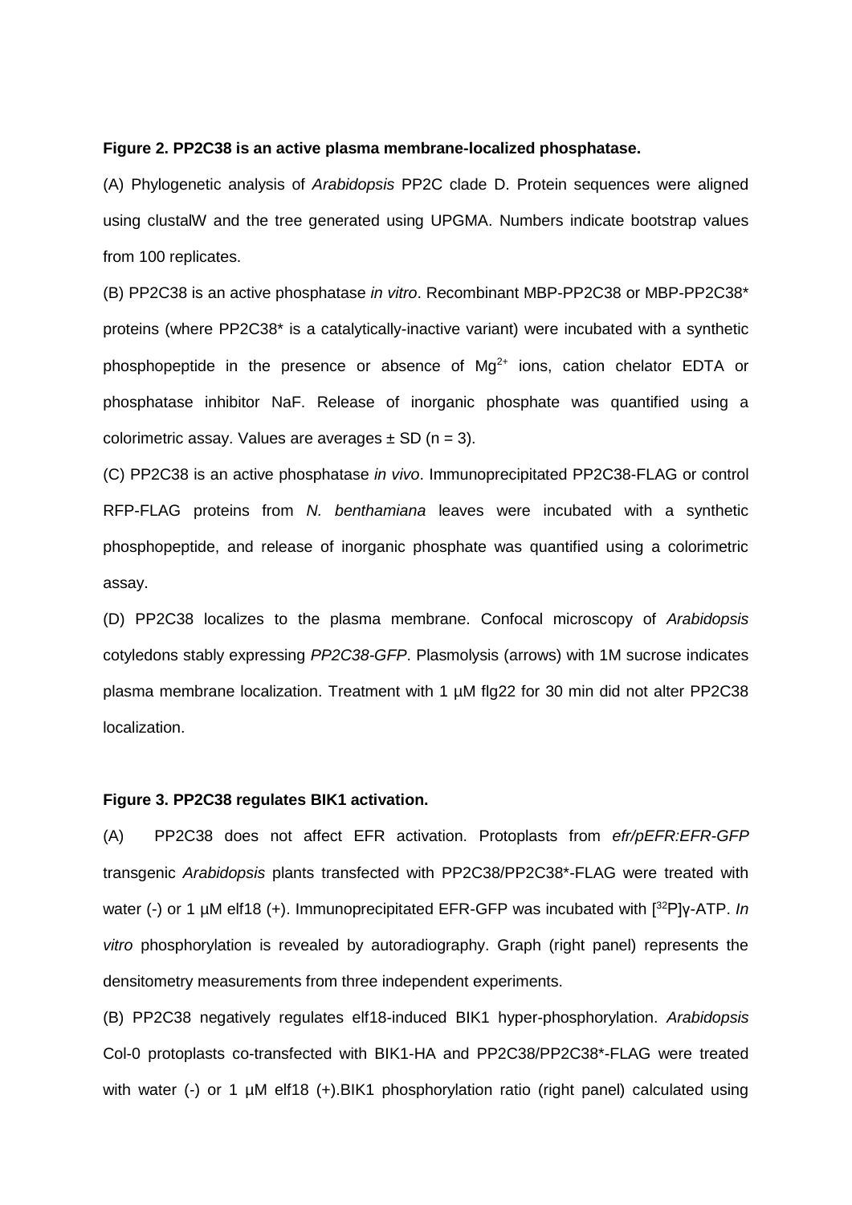**Figure 2. PP2C38 is an active plasma membrane-localized phosphatase.**

(A) Phylogenetic analysis of *Arabidopsis* PP2C clade D. Protein sequences were aligned using clustalW and the tree generated using UPGMA. Numbers indicate bootstrap values from 100 replicates.

(B) PP2C38 is an active phosphatase *in vitro*. Recombinant MBP-PP2C38 or MBP-PP2C38* proteins (where PP2C38* is a catalytically-inactive variant) were incubated with a synthetic phosphopeptide in the presence or absence of $Mg^{2+}$ ions, cation chelator EDTA or phosphatase inhibitor NaF. Release of inorganic phosphate was quantified using a colorimetric assay. Values are averages ± SD (n = 3).

(C) PP2C38 is an active phosphatase *in vivo*. Immunoprecipitated PP2C38-FLAG or control RFP-FLAG proteins from *N. benthamiana* leaves were incubated with a synthetic phosphopeptide, and release of inorganic phosphate was quantified using a colorimetric assay.

(D) PP2C38 localizes to the plasma membrane. Confocal microscopy of *Arabidopsis* cotyledons stably expressing *PP2C38-GFP*. Plasmolysis (arrows) with 1M sucrose indicates plasma membrane localization. Treatment with 1 µM flg22 for 30 min did not alter PP2C38 localization.

**Figure 3. PP2C38 regulates BIK1 activation.**

(A) PP2C38 does not affect EFR activation. Protoplasts from *efr/pEFR:EFR-GFP* transgenic *Arabidopsis* plants transfected with PP2C38/PP2C38*-FLAG were treated with water (-) or 1 µM elf18 (+). Immunoprecipitated EFR-GFP was incubated with [$^{32}$P]γ-ATP. *In vitro* phosphorylation is revealed by autoradiography. Graph (right panel) represents the densitometry measurements from three independent experiments.

(B) PP2C38 negatively regulates elf18-induced BIK1 hyper-phosphorylation. *Arabidopsis* Col-0 protoplasts co-transfected with BIK1-HA and PP2C38/PP2C38*-FLAG were treated with water (-) or 1 µM elf18 (+).BIK1 phosphorylation ratio (right panel) calculated using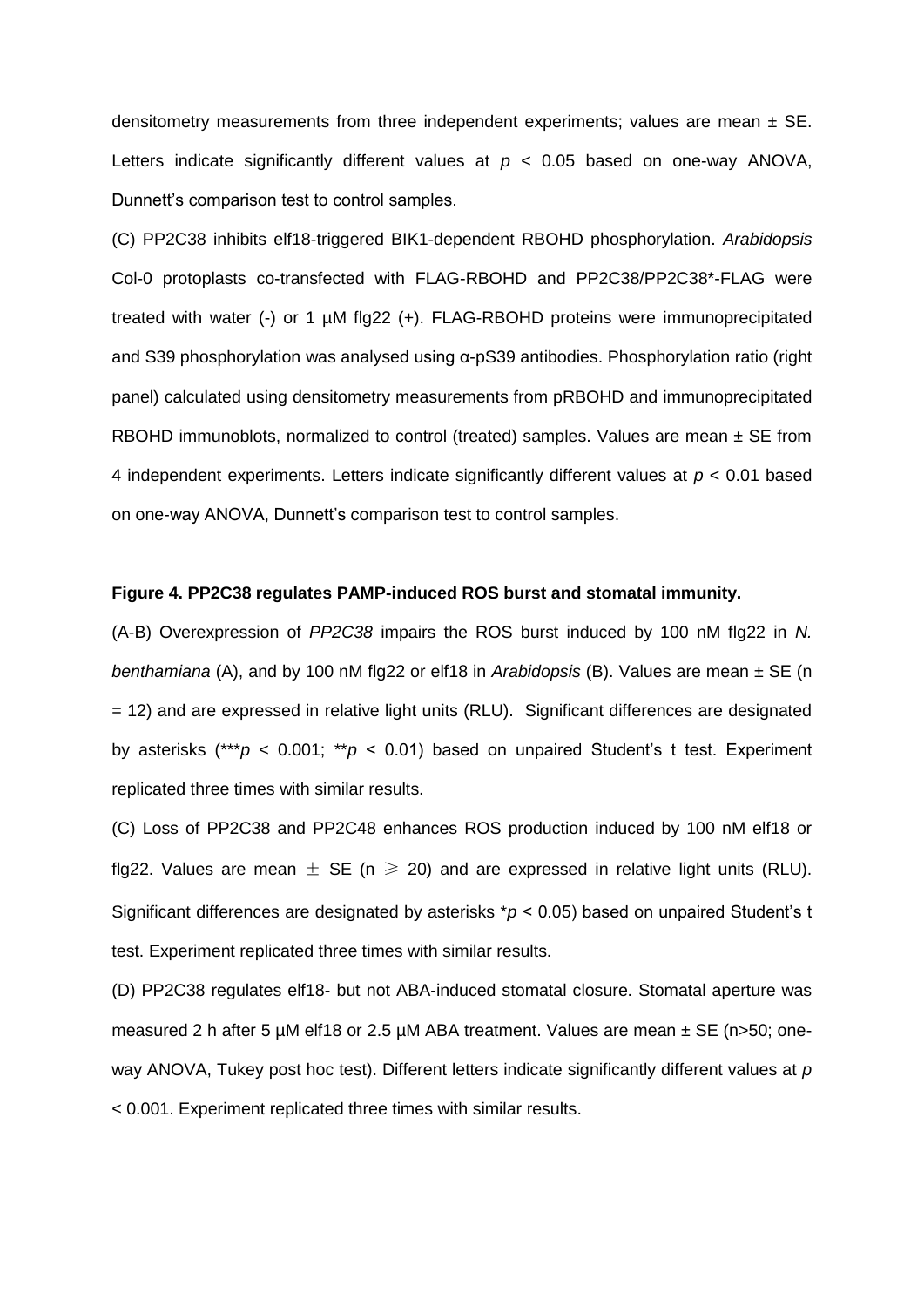densitometry measurements from three independent experiments; values are mean ± SE. Letters indicate significantly different values at $p < 0.05$ based on one-way ANOVA, Dunnett's comparison test to control samples.

(C) PP2C38 inhibits elf18-triggered BIK1-dependent RBOHD phosphorylation. *Arabidopsis* Col-0 protoplasts co-transfected with FLAG-RBOHD and PP2C38/PP2C38*-FLAG were treated with water (-) or 1 µM flg22 (+). FLAG-RBOHD proteins were immunoprecipitated and S39 phosphorylation was analysed using α-pS39 antibodies. Phosphorylation ratio (right panel) calculated using densitometry measurements from pRBOHD and immunoprecipitated RBOHD immunoblots, normalized to control (treated) samples. Values are mean ± SE from 4 independent experiments. Letters indicate significantly different values at $p < 0.01$ based on one-way ANOVA, Dunnett's comparison test to control samples.

**Figure 4. PP2C38 regulates PAMP-induced ROS burst and stomatal immunity.**

(A-B) Overexpression of *PP2C38* impairs the ROS burst induced by 100 nM flg22 in *N. benthamiana* (A), and by 100 nM flg22 or elf18 in *Arabidopsis* (B). Values are mean ± SE (n = 12) and are expressed in relative light units (RLU). Significant differences are designated by asterisks (***$p < 0.001$; **$p < 0.01$) based on unpaired Student's t test. Experiment replicated three times with similar results.

(C) Loss of PP2C38 and PP2C48 enhances ROS production induced by 100 nM elf18 or flg22. Values are mean ± SE (n ≥ 20) and are expressed in relative light units (RLU). Significant differences are designated by asterisks *$p < 0.05$) based on unpaired Student's t test. Experiment replicated three times with similar results.

(D) PP2C38 regulates elf18- but not ABA-induced stomatal closure. Stomatal aperture was measured 2 h after 5 µM elf18 or 2.5 µM ABA treatment. Values are mean ± SE (n>50; one-way ANOVA, Tukey post hoc test). Different letters indicate significantly different values at $p < 0.001$. Experiment replicated three times with similar results.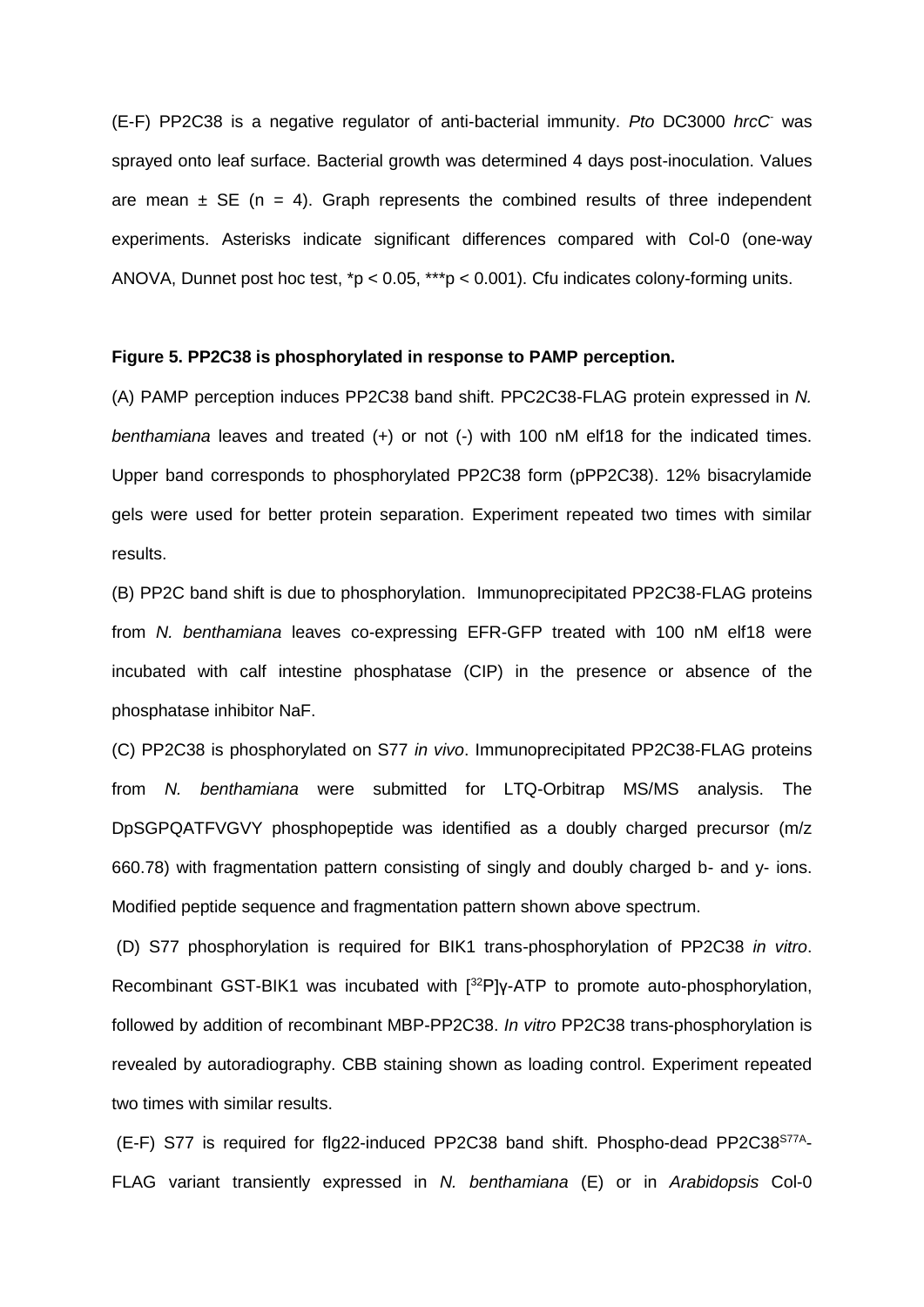(E-F) PP2C38 is a negative regulator of anti-bacterial immunity. *Pto* DC3000 *hrcC*$^{-}$ was sprayed onto leaf surface. Bacterial growth was determined 4 days post-inoculation. Values are mean ± SE (n = 4). Graph represents the combined results of three independent experiments. Asterisks indicate significant differences compared with Col-0 (one-way ANOVA, Dunnet post hoc test, *$p < 0.05$, ***$p < 0.001$). Cfu indicates colony-forming units.

**Figure 5. PP2C38 is phosphorylated in response to PAMP perception.**

(A) PAMP perception induces PP2C38 band shift. PPC2C38-FLAG protein expressed in *N. benthamiana* leaves and treated (+) or not (-) with 100 nM elf18 for the indicated times. Upper band corresponds to phosphorylated PP2C38 form (pPP2C38). 12% bisacrylamide gels were used for better protein separation. Experiment repeated two times with similar results.

(B) PP2C band shift is due to phosphorylation. Immunoprecipitated PP2C38-FLAG proteins from *N. benthamiana* leaves co-expressing EFR-GFP treated with 100 nM elf18 were incubated with calf intestine phosphatase (CIP) in the presence or absence of the phosphatase inhibitor NaF.

(C) PP2C38 is phosphorylated on S77 *in vivo*. Immunoprecipitated PP2C38-FLAG proteins from *N. benthamiana* were submitted for LTQ-Orbitrap MS/MS analysis. The DpSGPQATFVGVY phosphopeptide was identified as a doubly charged precursor (m/z 660.78) with fragmentation pattern consisting of singly and doubly charged b- and y- ions. Modified peptide sequence and fragmentation pattern shown above spectrum.

(D) S77 phosphorylation is required for BIK1 trans-phosphorylation of PP2C38 *in vitro*. Recombinant GST-BIK1 was incubated with [$^{32}$P]γ-ATP to promote auto-phosphorylation, followed by addition of recombinant MBP-PP2C38. *In vitro* PP2C38 trans-phosphorylation is revealed by autoradiography. CBB staining shown as loading control. Experiment repeated two times with similar results.

(E-F) S77 is required for flg22-induced PP2C38 band shift. Phospho-dead PP2C38$^{S77A}$-FLAG variant transiently expressed in *N. benthamiana* (E) or in *Arabidopsis* Col-0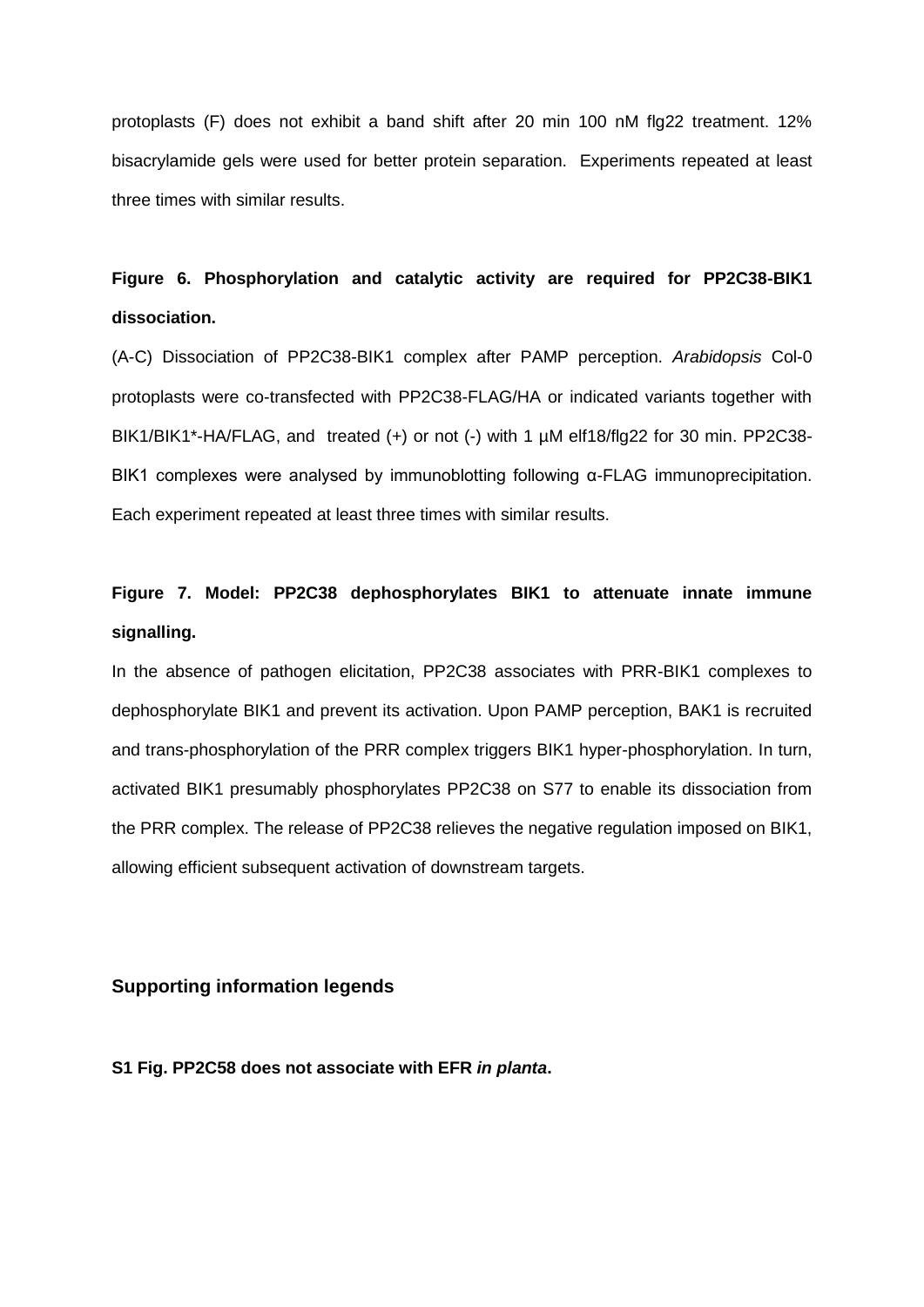protoplasts (F) does not exhibit a band shift after 20 min 100 nM flg22 treatment. 12% bisacrylamide gels were used for better protein separation. Experiments repeated at least three times with similar results.

**Figure 6. Phosphorylation and catalytic activity are required for PP2C38-BIK1 dissociation.**

(A-C) Dissociation of PP2C38-BIK1 complex after PAMP perception. *Arabidopsis* Col-0 protoplasts were co-transfected with PP2C38-FLAG/HA or indicated variants together with BIK1/BIK1*-HA/FLAG, and treated (+) or not (-) with 1 µM elf18/flg22 for 30 min. PP2C38-BIK1 complexes were analysed by immunoblotting following α-FLAG immunoprecipitation. Each experiment repeated at least three times with similar results.

**Figure 7. Model: PP2C38 dephosphorylates BIK1 to attenuate innate immune signalling.**

In the absence of pathogen elicitation, PP2C38 associates with PRR-BIK1 complexes to dephosphorylate BIK1 and prevent its activation. Upon PAMP perception, BAK1 is recruited and trans-phosphorylation of the PRR complex triggers BIK1 hyper-phosphorylation. In turn, activated BIK1 presumably phosphorylates PP2C38 on S77 to enable its dissociation from the PRR complex. The release of PP2C38 relieves the negative regulation imposed on BIK1, allowing efficient subsequent activation of downstream targets.

## Supporting information legends

**S1 Fig. PP2C58 does not associate with EFR *in planta*.**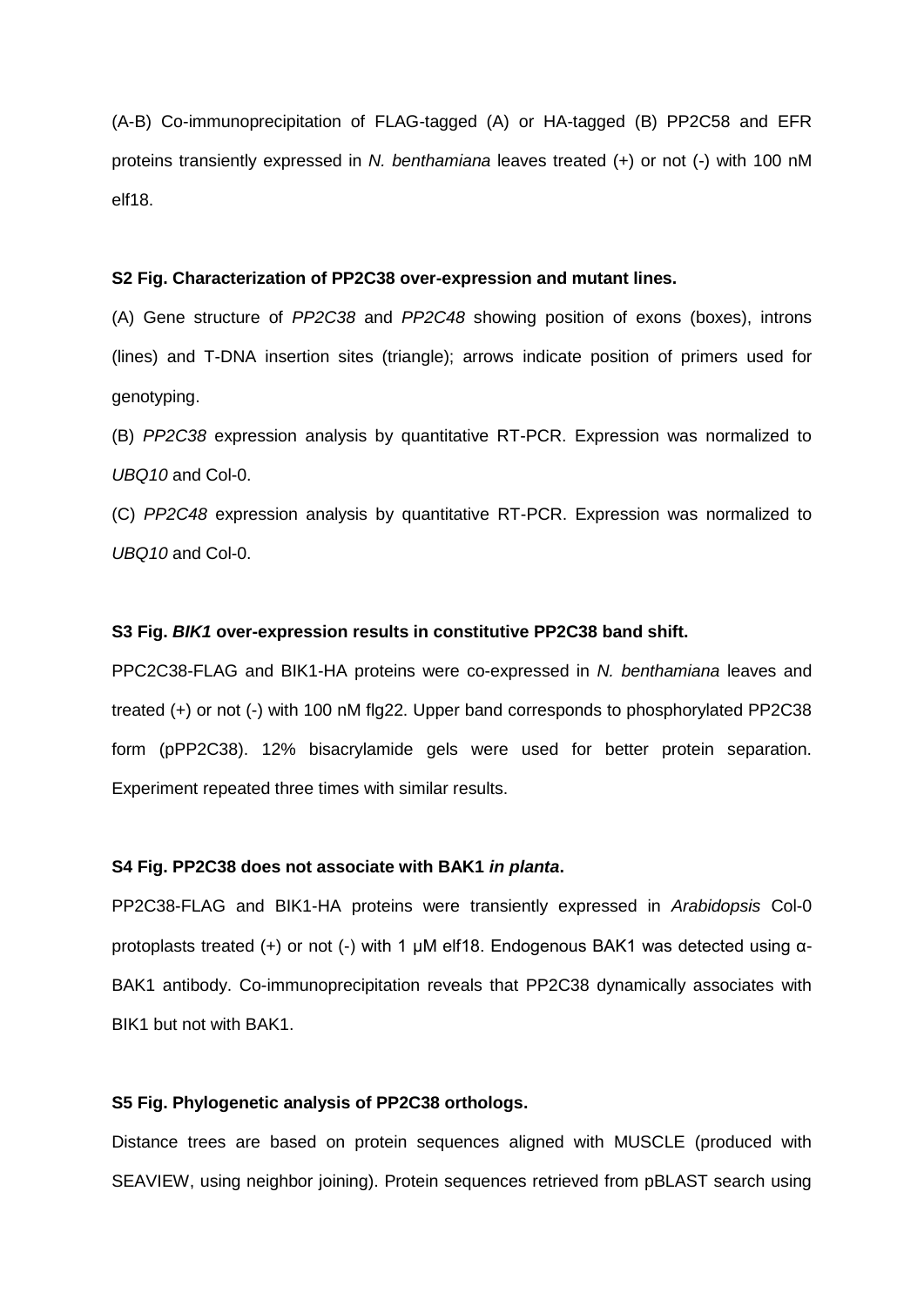(A-B) Co-immunoprecipitation of FLAG-tagged (A) or HA-tagged (B) PP2C58 and EFR proteins transiently expressed in *N. benthamiana* leaves treated (+) or not (-) with 100 nM elf18.

**S2 Fig. Characterization of PP2C38 over-expression and mutant lines.**

(A) Gene structure of *PP2C38* and *PP2C48* showing position of exons (boxes), introns (lines) and T-DNA insertion sites (triangle); arrows indicate position of primers used for genotyping.

(B) *PP2C38* expression analysis by quantitative RT-PCR. Expression was normalized to *UBQ10* and Col-0.

(C) *PP2C48* expression analysis by quantitative RT-PCR. Expression was normalized to *UBQ10* and Col-0.

**S3 Fig. *BIK1* over-expression results in constitutive PP2C38 band shift.**

PPC2C38-FLAG and BIK1-HA proteins were co-expressed in *N. benthamiana* leaves and treated (+) or not (-) with 100 nM flg22. Upper band corresponds to phosphorylated PP2C38 form (pPP2C38). 12% bisacrylamide gels were used for better protein separation. Experiment repeated three times with similar results.

**S4 Fig. PP2C38 does not associate with BAK1 *in planta*.**

PP2C38-FLAG and BIK1-HA proteins were transiently expressed in *Arabidopsis* Col-0 protoplasts treated (+) or not (-) with 1 μM elf18. Endogenous BAK1 was detected using α-BAK1 antibody. Co-immunoprecipitation reveals that PP2C38 dynamically associates with BIK1 but not with BAK1.

**S5 Fig. Phylogenetic analysis of PP2C38 orthologs.**

Distance trees are based on protein sequences aligned with MUSCLE (produced with SEAVIEW, using neighbor joining). Protein sequences retrieved from pBLAST search using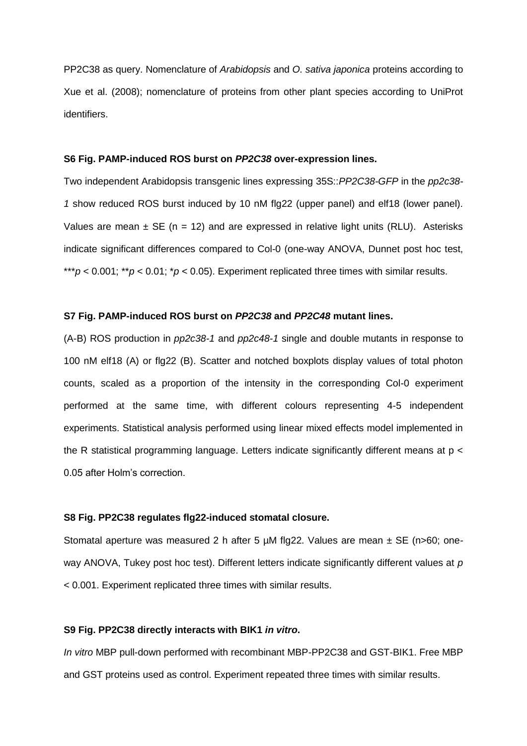PP2C38 as query. Nomenclature of *Arabidopsis* and *O. sativa japonica* proteins according to Xue et al. (2008); nomenclature of proteins from other plant species according to UniProt identifiers.

**S6 Fig. PAMP-induced ROS burst on *PP2C38* over-expression lines.**

Two independent Arabidopsis transgenic lines expressing 35S::*PP2C38-GFP* in the *pp2c38-1* show reduced ROS burst induced by 10 nM flg22 (upper panel) and elf18 (lower panel). Values are mean ± SE (n = 12) and are expressed in relative light units (RLU). Asterisks indicate significant differences compared to Col-0 (one-way ANOVA, Dunnet post hoc test, \*\*\*$p < 0.001$; \*\*$p < 0.01$; \*$p < 0.05$). Experiment replicated three times with similar results.

**S7 Fig. PAMP-induced ROS burst on *PP2C38* and *PP2C48* mutant lines.**

(A-B) ROS production in *pp2c38-1* and *pp2c48-1* single and double mutants in response to 100 nM elf18 (A) or flg22 (B). Scatter and notched boxplots display values of total photon counts, scaled as a proportion of the intensity in the corresponding Col-0 experiment performed at the same time, with different colours representing 4-5 independent experiments. Statistical analysis performed using linear mixed effects model implemented in the R statistical programming language. Letters indicate significantly different means at $p < 0.05$ after Holm's correction.

**S8 Fig. PP2C38 regulates flg22-induced stomatal closure.**

Stomatal aperture was measured 2 h after 5 µM flg22. Values are mean ± SE (n>60; one-way ANOVA, Tukey post hoc test). Different letters indicate significantly different values at $p < 0.001$. Experiment replicated three times with similar results.

**S9 Fig. PP2C38 directly interacts with BIK1 *in vitro*.**

*In vitro* MBP pull-down performed with recombinant MBP-PP2C38 and GST-BIK1. Free MBP and GST proteins used as control. Experiment repeated three times with similar results.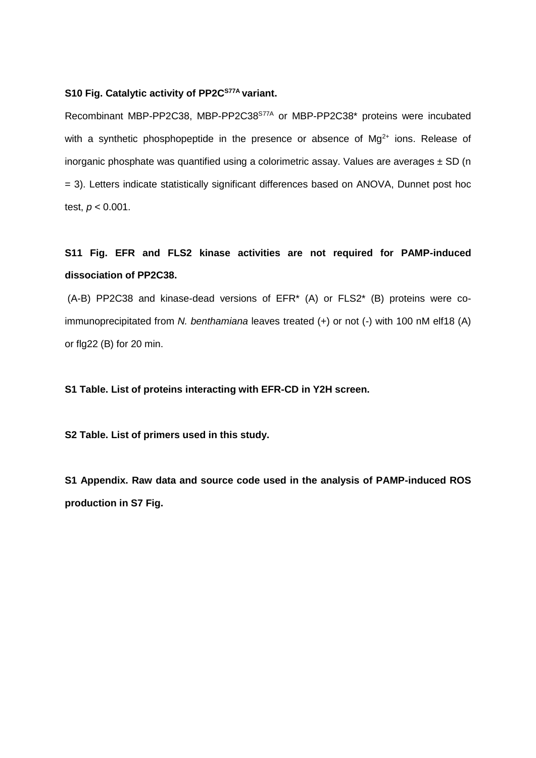**S10 Fig. Catalytic activity of PP2C$^{S77A}$ variant.**

Recombinant MBP-PP2C38, MBP-PP2C38$^{S77A}$ or MBP-PP2C38* proteins were incubated with a synthetic phosphopeptide in the presence or absence of $Mg^{2+}$ ions. Release of inorganic phosphate was quantified using a colorimetric assay. Values are averages ± SD (n = 3). Letters indicate statistically significant differences based on ANOVA, Dunnet post hoc test, $p < 0.001$.

**S11 Fig. EFR and FLS2 kinase activities are not required for PAMP-induced dissociation of PP2C38.**

(A-B) PP2C38 and kinase-dead versions of EFR* (A) or FLS2* (B) proteins were co-immunoprecipitated from *N. benthamiana* leaves treated (+) or not (-) with 100 nM elf18 (A) or flg22 (B) for 20 min.

**S1 Table. List of proteins interacting with EFR-CD in Y2H screen.**

**S2 Table. List of primers used in this study.**

**S1 Appendix. Raw data and source code used in the analysis of PAMP-induced ROS production in S7 Fig.**